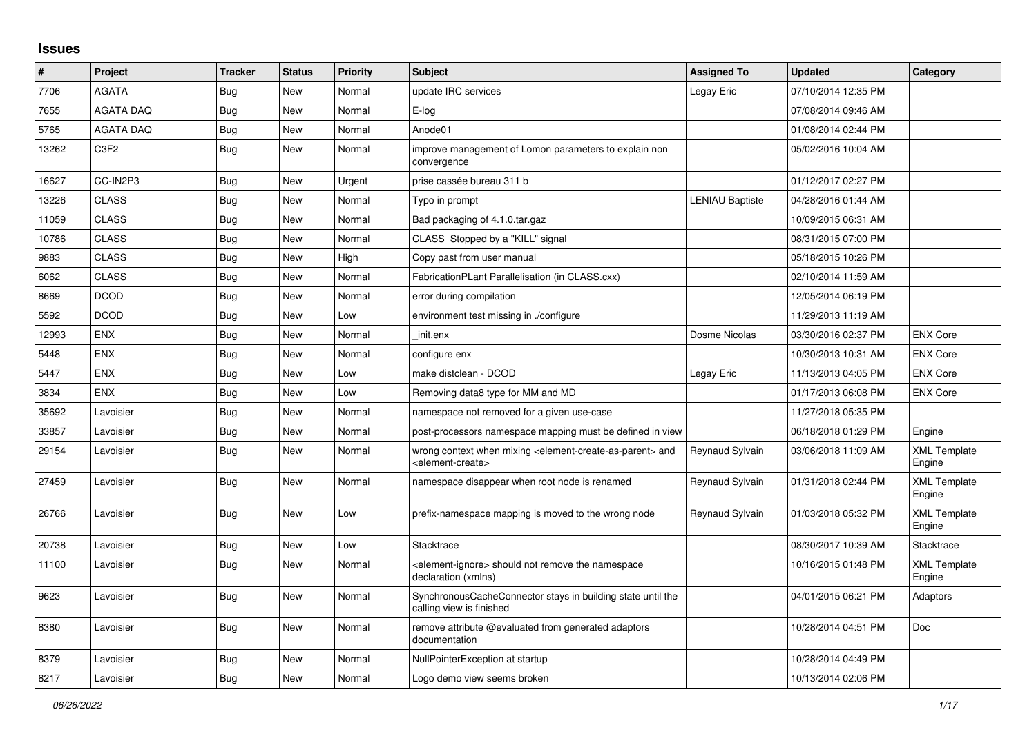# Issues

| # | Project | Tracker | Status | Priority | Subject | Assigned To | Updated | Category |
|---|---|---|---|---|---|---|---|---|
| 7706 | AGATA | Bug | New | Normal | update IRC services | Legay Eric | 07/10/2014 12:35 PM | |
| 7655 | AGATA DAQ | Bug | New | Normal | E-log | | 07/08/2014 09:46 AM | |
| 5765 | AGATA DAQ | Bug | New | Normal | Anode01 | | 01/08/2014 02:44 PM | |
| 13262 | C3F2 | Bug | New | Normal | improve management of Lomon parameters to explain non convergence | | 05/02/2016 10:04 AM | |
| 16627 | CC-IN2P3 | Bug | New | Urgent | prise cassée bureau 311 b | | 01/12/2017 02:27 PM | |
| 13226 | CLASS | Bug | New | Normal | Typo in prompt | LENIAU Baptiste | 04/28/2016 01:44 AM | |
| 11059 | CLASS | Bug | New | Normal | Bad packaging of 4.1.0.tar.gaz | | 10/09/2015 06:31 AM | |
| 10786 | CLASS | Bug | New | Normal | CLASS Stopped by a "KILL" signal | | 08/31/2015 07:00 PM | |
| 9883 | CLASS | Bug | New | High | Copy past from user manual | | 05/18/2015 10:26 PM | |
| 6062 | CLASS | Bug | New | Normal | FabricationPLant Parallelisation (in CLASS.cxx) | | 02/10/2014 11:59 AM | |
| 8669 | DCOD | Bug | New | Normal | error during compilation | | 12/05/2014 06:19 PM | |
| 5592 | DCOD | Bug | New | Low | environment test missing in ./configure | | 11/29/2013 11:19 AM | |
| 12993 | ENX | Bug | New | Normal | _init.enx | Dosme Nicolas | 03/30/2016 02:37 PM | ENX Core |
| 5448 | ENX | Bug | New | Normal | configure enx | | 10/30/2013 10:31 AM | ENX Core |
| 5447 | ENX | Bug | New | Low | make distclean - DCOD | Legay Eric | 11/13/2013 04:05 PM | ENX Core |
| 3834 | ENX | Bug | New | Low | Removing data8 type for MM and MD | | 01/17/2013 06:08 PM | ENX Core |
| 35692 | Lavoisier | Bug | New | Normal | namespace not removed for a given use-case | | 11/27/2018 05:35 PM | |
| 33857 | Lavoisier | Bug | New | Normal | post-processors namespace mapping must be defined in view | | 06/18/2018 01:29 PM | Engine |
| 29154 | Lavoisier | Bug | New | Normal | wrong context when mixing <element-create-as-parent> and <element-create> | Reynaud Sylvain | 03/06/2018 11:09 AM | XML Template Engine |
| 27459 | Lavoisier | Bug | New | Normal | namespace disappear when root node is renamed | Reynaud Sylvain | 01/31/2018 02:44 PM | XML Template Engine |
| 26766 | Lavoisier | Bug | New | Low | prefix-namespace mapping is moved to the wrong node | Reynaud Sylvain | 01/03/2018 05:32 PM | XML Template Engine |
| 20738 | Lavoisier | Bug | New | Low | Stacktrace | | 08/30/2017 10:39 AM | Stacktrace |
| 11100 | Lavoisier | Bug | New | Normal | <element-ignore> should not remove the namespace declaration (xmlns) | | 10/16/2015 01:48 PM | XML Template Engine |
| 9623 | Lavoisier | Bug | New | Normal | SynchronousCacheConnector stays in building state until the calling view is finished | | 04/01/2015 06:21 PM | Adaptors |
| 8380 | Lavoisier | Bug | New | Normal | remove attribute @evaluated from generated adaptors documentation | | 10/28/2014 04:51 PM | Doc |
| 8379 | Lavoisier | Bug | New | Normal | NullPointerException at startup | | 10/28/2014 04:49 PM | |
| 8217 | Lavoisier | Bug | New | Normal | Logo demo view seems broken | | 10/13/2014 02:06 PM | |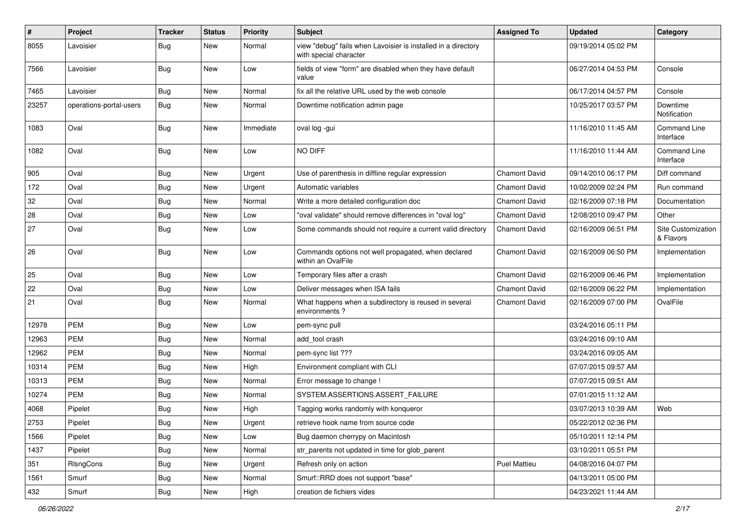| # | Project | Tracker | Status | Priority | Subject | Assigned To | Updated | Category |
|---|---|---|---|---|---|---|---|---|
| 8055 | Lavoisier | Bug | New | Normal | view "debug" fails when Lavoisier is installed in a directory with special character | | 09/19/2014 05:02 PM | |
| 7566 | Lavoisier | Bug | New | Low | fields of view "form" are disabled when they have default value | | 06/27/2014 04:53 PM | Console |
| 7465 | Lavoisier | Bug | New | Normal | fix all the relative URL used by the web console | | 06/17/2014 04:57 PM | Console |
| 23257 | operations-portal-users | Bug | New | Normal | Downtime notification admin page | | 10/25/2017 03:57 PM | Downtime Notification |
| 1083 | Oval | Bug | New | Immediate | oval log -gui | | 11/16/2010 11:45 AM | Command Line Interface |
| 1082 | Oval | Bug | New | Low | NO DIFF | | 11/16/2010 11:44 AM | Command Line Interface |
| 905 | Oval | Bug | New | Urgent | Use of parenthesis in diffline regular expression | Chamont David | 09/14/2010 06:17 PM | Diff command |
| 172 | Oval | Bug | New | Urgent | Automatic variables | Chamont David | 10/02/2009 02:24 PM | Run command |
| 32 | Oval | Bug | New | Normal | Write a more detailed configuration doc | Chamont David | 02/16/2009 07:18 PM | Documentation |
| 28 | Oval | Bug | New | Low | "oval validate" should remove differences in "oval log" | Chamont David | 12/08/2010 09:47 PM | Other |
| 27 | Oval | Bug | New | Low | Some commands should not require a current valid directory | Chamont David | 02/16/2009 06:51 PM | Site Customization & Flavors |
| 26 | Oval | Bug | New | Low | Commands options not well propagated, when declared within an OvalFile | Chamont David | 02/16/2009 06:50 PM | Implementation |
| 25 | Oval | Bug | New | Low | Temporary files after a crash | Chamont David | 02/16/2009 06:46 PM | Implementation |
| 22 | Oval | Bug | New | Low | Deliver messages when ISA fails | Chamont David | 02/16/2009 06:22 PM | Implementation |
| 21 | Oval | Bug | New | Normal | What happens when a subdirectory is reused in several environments ? | Chamont David | 02/16/2009 07:00 PM | OvalFile |
| 12978 | PEM | Bug | New | Low | pem-sync pull | | 03/24/2016 05:11 PM | |
| 12963 | PEM | Bug | New | Normal | add_tool crash | | 03/24/2016 09:10 AM | |
| 12962 | PEM | Bug | New | Normal | pem-sync list ??? | | 03/24/2016 09:05 AM | |
| 10314 | PEM | Bug | New | High | Environment compliant with CLI | | 07/07/2015 09:57 AM | |
| 10313 | PEM | Bug | New | Normal | Error message to change ! | | 07/07/2015 09:51 AM | |
| 10274 | PEM | Bug | New | Normal | SYSTEM.ASSERTIONS.ASSERT_FAILURE | | 07/01/2015 11:12 AM | |
| 4068 | Pipelet | Bug | New | High | Tagging works randomly with konqueror | | 03/07/2013 10:39 AM | Web |
| 2753 | Pipelet | Bug | New | Urgent | retrieve hook name from source code | | 05/22/2012 02:36 PM | |
| 1566 | Pipelet | Bug | New | Low | Bug daemon cherrypy on Macintosh | | 05/10/2011 12:14 PM | |
| 1437 | Pipelet | Bug | New | Normal | str_parents not updated in time for glob_parent | | 03/10/2011 05:51 PM | |
| 351 | RlsngCons | Bug | New | Urgent | Refresh only on action | Puel Mattieu | 04/08/2016 04:07 PM | |
| 1561 | Smurf | Bug | New | Normal | Smurf::RRD does not support "base" | | 04/13/2011 05:00 PM | |
| 432 | Smurf | Bug | New | High | creation de fichiers vides | | 04/23/2021 11:44 AM | |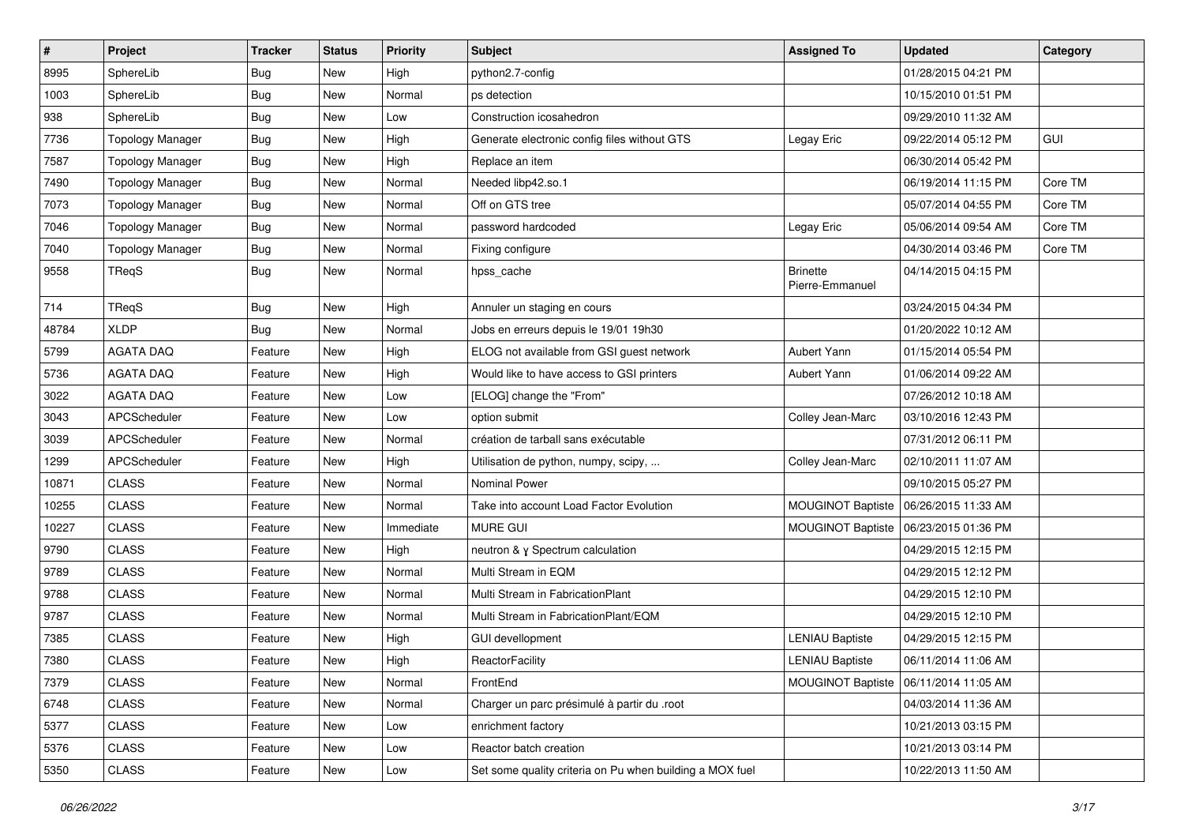| # | Project | Tracker | Status | Priority | Subject | Assigned To | Updated | Category |
|---|---|---|---|---|---|---|---|---|
| 8995 | SphereLib | Bug | New | High | python2.7-config | | 01/28/2015 04:21 PM | |
| 1003 | SphereLib | Bug | New | Normal | ps detection | | 10/15/2010 01:51 PM | |
| 938 | SphereLib | Bug | New | Low | Construction icosahedron | | 09/29/2010 11:32 AM | |
| 7736 | Topology Manager | Bug | New | High | Generate electronic config files without GTS | Legay Eric | 09/22/2014 05:12 PM | GUI |
| 7587 | Topology Manager | Bug | New | High | Replace an item | | 06/30/2014 05:42 PM | |
| 7490 | Topology Manager | Bug | New | Normal | Needed libp42.so.1 | | 06/19/2014 11:15 PM | Core TM |
| 7073 | Topology Manager | Bug | New | Normal | Off on GTS tree | | 05/07/2014 04:55 PM | Core TM |
| 7046 | Topology Manager | Bug | New | Normal | password hardcoded | Legay Eric | 05/06/2014 09:54 AM | Core TM |
| 7040 | Topology Manager | Bug | New | Normal | Fixing configure | | 04/30/2014 03:46 PM | Core TM |
| 9558 | TReqS | Bug | New | Normal | hpss_cache | Brinette Pierre-Emmanuel | 04/14/2015 04:15 PM | |
| 714 | TReqS | Bug | New | High | Annuler un staging en cours | | 03/24/2015 04:34 PM | |
| 48784 | XLDP | Bug | New | Normal | Jobs en erreurs depuis le 19/01 19h30 | | 01/20/2022 10:12 AM | |
| 5799 | AGATA DAQ | Feature | New | High | ELOG not available from GSI guest network | Aubert Yann | 01/15/2014 05:54 PM | |
| 5736 | AGATA DAQ | Feature | New | High | Would like to have access to GSI printers | Aubert Yann | 01/06/2014 09:22 AM | |
| 3022 | AGATA DAQ | Feature | New | Low | [ELOG] change the "From" | | 07/26/2012 10:18 AM | |
| 3043 | APCScheduler | Feature | New | Low | option submit | Colley Jean-Marc | 03/10/2016 12:43 PM | |
| 3039 | APCScheduler | Feature | New | Normal | création de tarball sans exécutable | | 07/31/2012 06:11 PM | |
| 1299 | APCScheduler | Feature | New | High | Utilisation de python, numpy, scipy, ... | Colley Jean-Marc | 02/10/2011 11:07 AM | |
| 10871 | CLASS | Feature | New | Normal | Nominal Power | | 09/10/2015 05:27 PM | |
| 10255 | CLASS | Feature | New | Normal | Take into account Load Factor Evolution | MOUGINOT Baptiste | 06/26/2015 11:33 AM | |
| 10227 | CLASS | Feature | New | Immediate | MURE GUI | MOUGINOT Baptiste | 06/23/2015 01:36 PM | |
| 9790 | CLASS | Feature | New | High | neutron & γ Spectrum calculation | | 04/29/2015 12:15 PM | |
| 9789 | CLASS | Feature | New | Normal | Multi Stream in EQM | | 04/29/2015 12:12 PM | |
| 9788 | CLASS | Feature | New | Normal | Multi Stream in FabricationPlant | | 04/29/2015 12:10 PM | |
| 9787 | CLASS | Feature | New | Normal | Multi Stream in FabricationPlant/EQM | | 04/29/2015 12:10 PM | |
| 7385 | CLASS | Feature | New | High | GUI devellopment | LENIAU Baptiste | 04/29/2015 12:15 PM | |
| 7380 | CLASS | Feature | New | High | ReactorFacility | LENIAU Baptiste | 06/11/2014 11:06 AM | |
| 7379 | CLASS | Feature | New | Normal | FrontEnd | MOUGINOT Baptiste | 06/11/2014 11:05 AM | |
| 6748 | CLASS | Feature | New | Normal | Charger un parc présimulé à partir du .root | | 04/03/2014 11:36 AM | |
| 5377 | CLASS | Feature | New | Low | enrichment factory | | 10/21/2013 03:15 PM | |
| 5376 | CLASS | Feature | New | Low | Reactor batch creation | | 10/21/2013 03:14 PM | |
| 5350 | CLASS | Feature | New | Low | Set some quality criteria on Pu when building a MOX fuel | | 10/22/2013 11:50 AM | |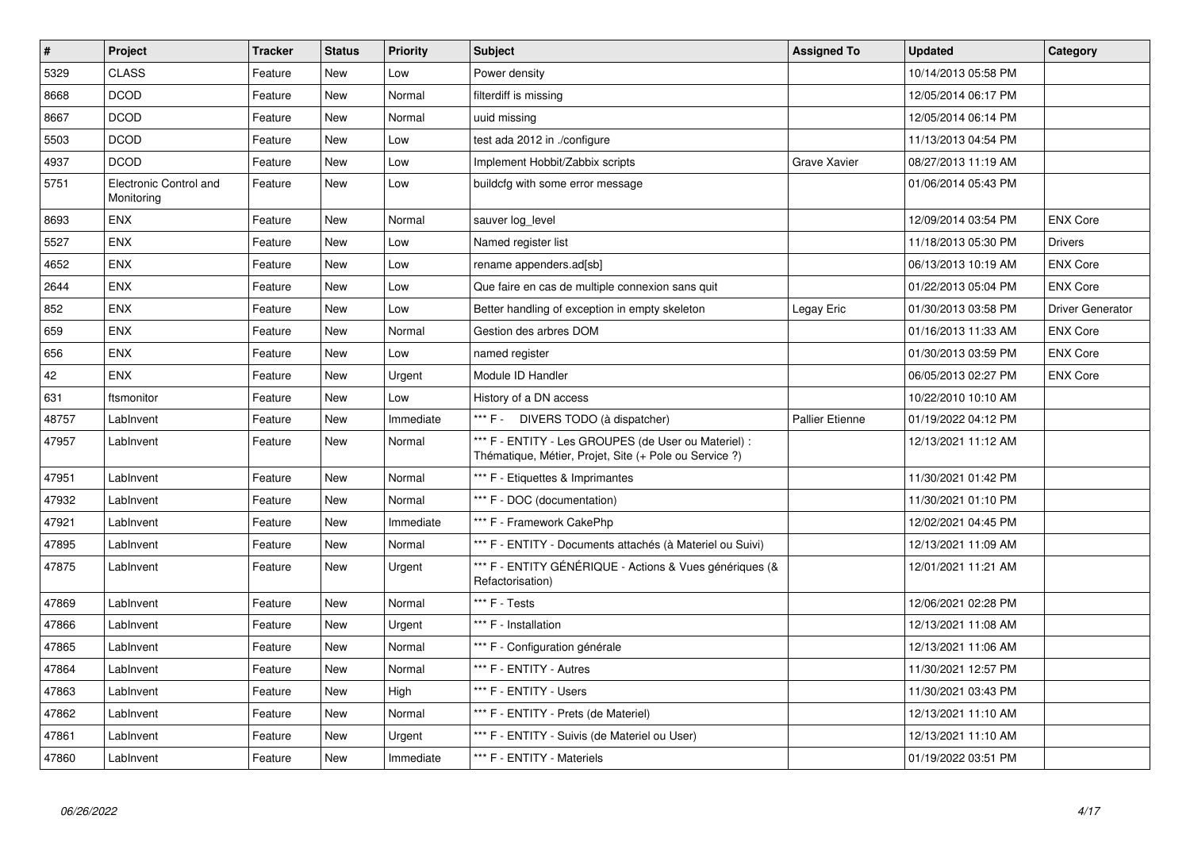| # | Project | Tracker | Status | Priority | Subject | Assigned To | Updated | Category |
|---|---|---|---|---|---|---|---|---|
| 5329 | CLASS | Feature | New | Low | Power density | | 10/14/2013 05:58 PM | |
| 8668 | DCOD | Feature | New | Normal | filterdiff is missing | | 12/05/2014 06:17 PM | |
| 8667 | DCOD | Feature | New | Normal | uuid missing | | 12/05/2014 06:14 PM | |
| 5503 | DCOD | Feature | New | Low | test ada 2012 in ./configure | | 11/13/2013 04:54 PM | |
| 4937 | DCOD | Feature | New | Low | Implement Hobbit/Zabbix scripts | Grave Xavier | 08/27/2013 11:19 AM | |
| 5751 | Electronic Control and Monitoring | Feature | New | Low | buildcfg with some error message | | 01/06/2014 05:43 PM | |
| 8693 | ENX | Feature | New | Normal | sauver log_level | | 12/09/2014 03:54 PM | ENX Core |
| 5527 | ENX | Feature | New | Low | Named register list | | 11/18/2013 05:30 PM | Drivers |
| 4652 | ENX | Feature | New | Low | rename appenders.ad[sb] | | 06/13/2013 10:19 AM | ENX Core |
| 2644 | ENX | Feature | New | Low | Que faire en cas de multiple connexion sans quit | | 01/22/2013 05:04 PM | ENX Core |
| 852 | ENX | Feature | New | Low | Better handling of exception in empty skeleton | Legay Eric | 01/30/2013 03:58 PM | Driver Generator |
| 659 | ENX | Feature | New | Normal | Gestion des arbres DOM | | 01/16/2013 11:33 AM | ENX Core |
| 656 | ENX | Feature | New | Low | named register | | 01/30/2013 03:59 PM | ENX Core |
| 42 | ENX | Feature | New | Urgent | Module ID Handler | | 06/05/2013 02:27 PM | ENX Core |
| 631 | ftsmonitor | Feature | New | Low | History of a DN access | | 10/22/2010 10:10 AM | |
| 48757 | LabInvent | Feature | New | Immediate | *** F - DIVERS TODO (à dispatcher) | Pallier Etienne | 01/19/2022 04:12 PM | |
| 47957 | LabInvent | Feature | New | Normal | *** F - ENTITY - Les GROUPES (de User ou Materiel) : Thématique, Métier, Projet, Site (+ Pole ou Service ?) | | 12/13/2021 11:12 AM | |
| 47951 | LabInvent | Feature | New | Normal | *** F - Etiquettes & Imprimantes | | 11/30/2021 01:42 PM | |
| 47932 | LabInvent | Feature | New | Normal | *** F - DOC (documentation) | | 11/30/2021 01:10 PM | |
| 47921 | LabInvent | Feature | New | Immediate | *** F - Framework CakePhp | | 12/02/2021 04:45 PM | |
| 47895 | LabInvent | Feature | New | Normal | *** F - ENTITY - Documents attachés (à Materiel ou Suivi) | | 12/13/2021 11:09 AM | |
| 47875 | LabInvent | Feature | New | Urgent | *** F - ENTITY GÉNÉRIQUE - Actions & Vues génériques (& Refactorisation) | | 12/01/2021 11:21 AM | |
| 47869 | LabInvent | Feature | New | Normal | *** F - Tests | | 12/06/2021 02:28 PM | |
| 47866 | LabInvent | Feature | New | Urgent | *** F - Installation | | 12/13/2021 11:08 AM | |
| 47865 | LabInvent | Feature | New | Normal | *** F - Configuration générale | | 12/13/2021 11:06 AM | |
| 47864 | LabInvent | Feature | New | Normal | *** F - ENTITY - Autres | | 11/30/2021 12:57 PM | |
| 47863 | LabInvent | Feature | New | High | *** F - ENTITY - Users | | 11/30/2021 03:43 PM | |
| 47862 | LabInvent | Feature | New | Normal | *** F - ENTITY - Prets (de Materiel) | | 12/13/2021 11:10 AM | |
| 47861 | LabInvent | Feature | New | Urgent | *** F - ENTITY - Suivis (de Materiel ou User) | | 12/13/2021 11:10 AM | |
| 47860 | LabInvent | Feature | New | Immediate | *** F - ENTITY - Materiels | | 01/19/2022 03:51 PM | |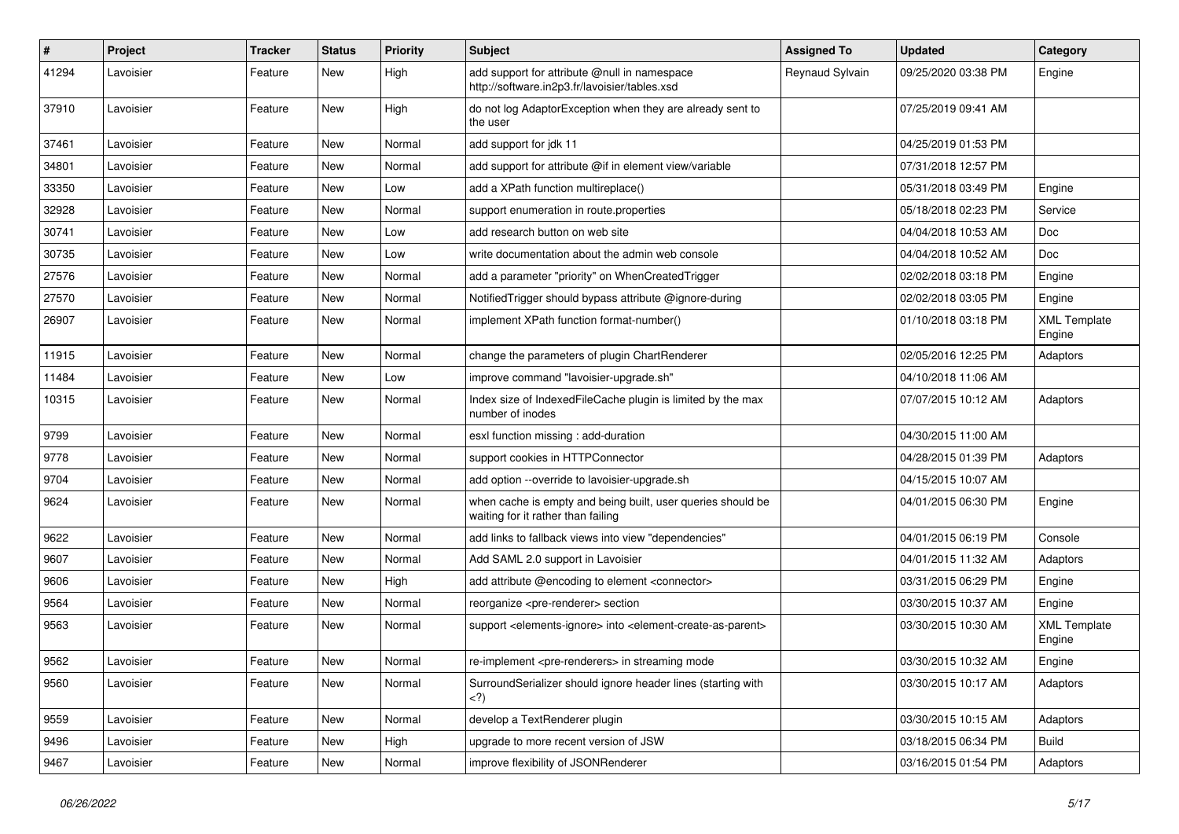| # | Project | Tracker | Status | Priority | Subject | Assigned To | Updated | Category |
|---|---|---|---|---|---|---|---|---|
| 41294 | Lavoisier | Feature | New | High | add support for attribute @null in namespace http://software.in2p3.fr/lavoisier/tables.xsd | Reynaud Sylvain | 09/25/2020 03:38 PM | Engine |
| 37910 | Lavoisier | Feature | New | High | do not log AdaptorException when they are already sent to the user | | 07/25/2019 09:41 AM | |
| 37461 | Lavoisier | Feature | New | Normal | add support for jdk 11 | | 04/25/2019 01:53 PM | |
| 34801 | Lavoisier | Feature | New | Normal | add support for attribute @if in element view/variable | | 07/31/2018 12:57 PM | |
| 33350 | Lavoisier | Feature | New | Low | add a XPath function multireplace() | | 05/31/2018 03:49 PM | Engine |
| 32928 | Lavoisier | Feature | New | Normal | support enumeration in route.properties | | 05/18/2018 02:23 PM | Service |
| 30741 | Lavoisier | Feature | New | Low | add research button on web site | | 04/04/2018 10:53 AM | Doc |
| 30735 | Lavoisier | Feature | New | Low | write documentation about the admin web console | | 04/04/2018 10:52 AM | Doc |
| 27576 | Lavoisier | Feature | New | Normal | add a parameter "priority" on WhenCreatedTrigger | | 02/02/2018 03:18 PM | Engine |
| 27570 | Lavoisier | Feature | New | Normal | NotifiedTrigger should bypass attribute @ignore-during | | 02/02/2018 03:05 PM | Engine |
| 26907 | Lavoisier | Feature | New | Normal | implement XPath function format-number() | | 01/10/2018 03:18 PM | XML Template Engine |
| 11915 | Lavoisier | Feature | New | Normal | change the parameters of plugin ChartRenderer | | 02/05/2016 12:25 PM | Adaptors |
| 11484 | Lavoisier | Feature | New | Low | improve command "lavoisier-upgrade.sh" | | 04/10/2018 11:06 AM | |
| 10315 | Lavoisier | Feature | New | Normal | Index size of IndexedFileCache plugin is limited by the max number of inodes | | 07/07/2015 10:12 AM | Adaptors |
| 9799 | Lavoisier | Feature | New | Normal | esxl function missing : add-duration | | 04/30/2015 11:00 AM | |
| 9778 | Lavoisier | Feature | New | Normal | support cookies in HTTPConnector | | 04/28/2015 01:39 PM | Adaptors |
| 9704 | Lavoisier | Feature | New | Normal | add option --override to lavoisier-upgrade.sh | | 04/15/2015 10:07 AM | |
| 9624 | Lavoisier | Feature | New | Normal | when cache is empty and being built, user queries should be waiting for it rather than failing | | 04/01/2015 06:30 PM | Engine |
| 9622 | Lavoisier | Feature | New | Normal | add links to fallback views into view "dependencies" | | 04/01/2015 06:19 PM | Console |
| 9607 | Lavoisier | Feature | New | Normal | Add SAML 2.0 support in Lavoisier | | 04/01/2015 11:32 AM | Adaptors |
| 9606 | Lavoisier | Feature | New | High | add attribute @encoding to element <connector> | | 03/31/2015 06:29 PM | Engine |
| 9564 | Lavoisier | Feature | New | Normal | reorganize <pre-renderer> section | | 03/30/2015 10:37 AM | Engine |
| 9563 | Lavoisier | Feature | New | Normal | support <elements-ignore> into <element-create-as-parent> | | 03/30/2015 10:30 AM | XML Template Engine |
| 9562 | Lavoisier | Feature | New | Normal | re-implement <pre-renderers> in streaming mode | | 03/30/2015 10:32 AM | Engine |
| 9560 | Lavoisier | Feature | New | Normal | SurroundSerializer should ignore header lines (starting with <?) | | 03/30/2015 10:17 AM | Adaptors |
| 9559 | Lavoisier | Feature | New | Normal | develop a TextRenderer plugin | | 03/30/2015 10:15 AM | Adaptors |
| 9496 | Lavoisier | Feature | New | High | upgrade to more recent version of JSW | | 03/18/2015 06:34 PM | Build |
| 9467 | Lavoisier | Feature | New | Normal | improve flexibility of JSONRenderer | | 03/16/2015 01:54 PM | Adaptors |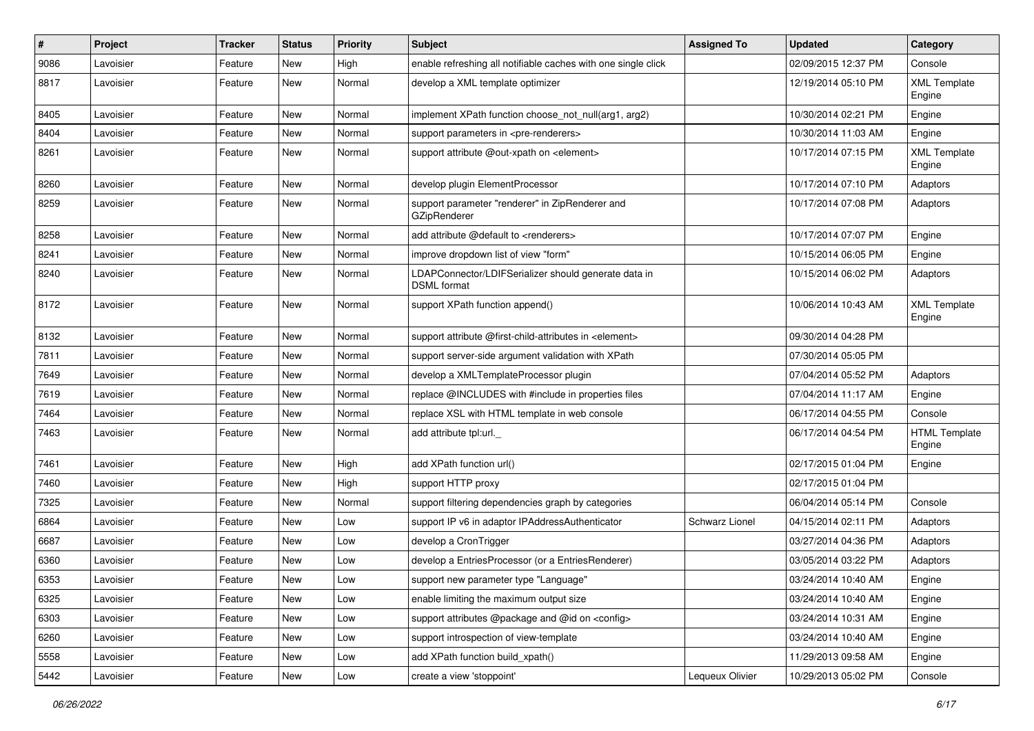| # | Project | Tracker | Status | Priority | Subject | Assigned To | Updated | Category |
|---|---|---|---|---|---|---|---|---|
| 9086 | Lavoisier | Feature | New | High | enable refreshing all notifiable caches with one single click | | 02/09/2015 12:37 PM | Console |
| 8817 | Lavoisier | Feature | New | Normal | develop a XML template optimizer | | 12/19/2014 05:10 PM | XML Template Engine |
| 8405 | Lavoisier | Feature | New | Normal | implement XPath function choose_not_null(arg1, arg2) | | 10/30/2014 02:21 PM | Engine |
| 8404 | Lavoisier | Feature | New | Normal | support parameters in <pre-renderers> | | 10/30/2014 11:03 AM | Engine |
| 8261 | Lavoisier | Feature | New | Normal | support attribute @out-xpath on <element> | | 10/17/2014 07:15 PM | XML Template Engine |
| 8260 | Lavoisier | Feature | New | Normal | develop plugin ElementProcessor | | 10/17/2014 07:10 PM | Adaptors |
| 8259 | Lavoisier | Feature | New | Normal | support parameter "renderer" in ZipRenderer and GZipRenderer | | 10/17/2014 07:08 PM | Adaptors |
| 8258 | Lavoisier | Feature | New | Normal | add attribute @default to <renderers> | | 10/17/2014 07:07 PM | Engine |
| 8241 | Lavoisier | Feature | New | Normal | improve dropdown list of view "form" | | 10/15/2014 06:05 PM | Engine |
| 8240 | Lavoisier | Feature | New | Normal | LDAPConnector/LDIFSerializer should generate data in DSML format | | 10/15/2014 06:02 PM | Adaptors |
| 8172 | Lavoisier | Feature | New | Normal | support XPath function append() | | 10/06/2014 10:43 AM | XML Template Engine |
| 8132 | Lavoisier | Feature | New | Normal | support attribute @first-child-attributes in <element> | | 09/30/2014 04:28 PM | |
| 7811 | Lavoisier | Feature | New | Normal | support server-side argument validation with XPath | | 07/30/2014 05:05 PM | |
| 7649 | Lavoisier | Feature | New | Normal | develop a XMLTemplateProcessor plugin | | 07/04/2014 05:52 PM | Adaptors |
| 7619 | Lavoisier | Feature | New | Normal | replace @INCLUDES with #include in properties files | | 07/04/2014 11:17 AM | Engine |
| 7464 | Lavoisier | Feature | New | Normal | replace XSL with HTML template in web console | | 06/17/2014 04:55 PM | Console |
| 7463 | Lavoisier | Feature | New | Normal | add attribute tpl:url._ | | 06/17/2014 04:54 PM | HTML Template Engine |
| 7461 | Lavoisier | Feature | New | High | add XPath function url() | | 02/17/2015 01:04 PM | Engine |
| 7460 | Lavoisier | Feature | New | High | support HTTP proxy | | 02/17/2015 01:04 PM | |
| 7325 | Lavoisier | Feature | New | Normal | support filtering dependencies graph by categories | | 06/04/2014 05:14 PM | Console |
| 6864 | Lavoisier | Feature | New | Low | support IP v6 in adaptor IPAddressAuthenticator | Schwarz Lionel | 04/15/2014 02:11 PM | Adaptors |
| 6687 | Lavoisier | Feature | New | Low | develop a CronTrigger | | 03/27/2014 04:36 PM | Adaptors |
| 6360 | Lavoisier | Feature | New | Low | develop a EntriesProcessor (or a EntriesRenderer) | | 03/05/2014 03:22 PM | Adaptors |
| 6353 | Lavoisier | Feature | New | Low | support new parameter type "Language" | | 03/24/2014 10:40 AM | Engine |
| 6325 | Lavoisier | Feature | New | Low | enable limiting the maximum output size | | 03/24/2014 10:40 AM | Engine |
| 6303 | Lavoisier | Feature | New | Low | support attributes @package and @id on <config> | | 03/24/2014 10:31 AM | Engine |
| 6260 | Lavoisier | Feature | New | Low | support introspection of view-template | | 03/24/2014 10:40 AM | Engine |
| 5558 | Lavoisier | Feature | New | Low | add XPath function build_xpath() | | 11/29/2013 09:58 AM | Engine |
| 5442 | Lavoisier | Feature | New | Low | create a view 'stoppoint' | Lequeux Olivier | 10/29/2013 05:02 PM | Console |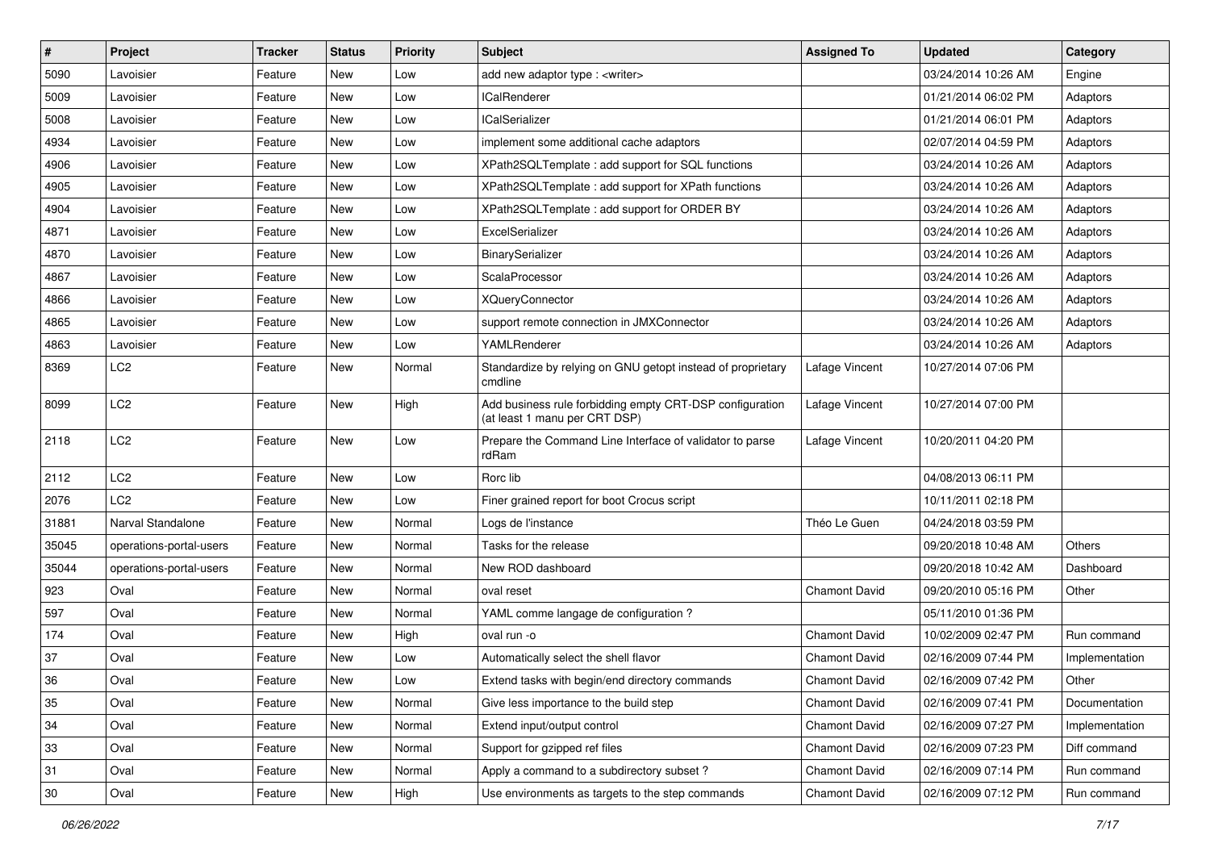| # | Project | Tracker | Status | Priority | Subject | Assigned To | Updated | Category |
|---|---|---|---|---|---|---|---|---|
| 5090 | Lavoisier | Feature | New | Low | add new adaptor type : <writer> | | 03/24/2014 10:26 AM | Engine |
| 5009 | Lavoisier | Feature | New | Low | ICalRenderer | | 01/21/2014 06:02 PM | Adaptors |
| 5008 | Lavoisier | Feature | New | Low | ICalSerializer | | 01/21/2014 06:01 PM | Adaptors |
| 4934 | Lavoisier | Feature | New | Low | implement some additional cache adaptors | | 02/07/2014 04:59 PM | Adaptors |
| 4906 | Lavoisier | Feature | New | Low | XPath2SQLTemplate : add support for SQL functions | | 03/24/2014 10:26 AM | Adaptors |
| 4905 | Lavoisier | Feature | New | Low | XPath2SQLTemplate : add support for XPath functions | | 03/24/2014 10:26 AM | Adaptors |
| 4904 | Lavoisier | Feature | New | Low | XPath2SQLTemplate : add support for ORDER BY | | 03/24/2014 10:26 AM | Adaptors |
| 4871 | Lavoisier | Feature | New | Low | ExcelSerializer | | 03/24/2014 10:26 AM | Adaptors |
| 4870 | Lavoisier | Feature | New | Low | BinarySerializer | | 03/24/2014 10:26 AM | Adaptors |
| 4867 | Lavoisier | Feature | New | Low | ScalaProcessor | | 03/24/2014 10:26 AM | Adaptors |
| 4866 | Lavoisier | Feature | New | Low | XQueryConnector | | 03/24/2014 10:26 AM | Adaptors |
| 4865 | Lavoisier | Feature | New | Low | support remote connection in JMXConnector | | 03/24/2014 10:26 AM | Adaptors |
| 4863 | Lavoisier | Feature | New | Low | YAMLRenderer | | 03/24/2014 10:26 AM | Adaptors |
| 8369 | LC2 | Feature | New | Normal | Standardize by relying on GNU getopt instead of proprietary cmdline | Lafage Vincent | 10/27/2014 07:06 PM | |
| 8099 | LC2 | Feature | New | High | Add business rule forbidding empty CRT-DSP configuration (at least 1 manu per CRT DSP) | Lafage Vincent | 10/27/2014 07:00 PM | |
| 2118 | LC2 | Feature | New | Low | Prepare the Command Line Interface of validator to parse rdRam | Lafage Vincent | 10/20/2011 04:20 PM | |
| 2112 | LC2 | Feature | New | Low | Rorc lib | | 04/08/2013 06:11 PM | |
| 2076 | LC2 | Feature | New | Low | Finer grained report for boot Crocus script | | 10/11/2011 02:18 PM | |
| 31881 | Narval Standalone | Feature | New | Normal | Logs de l'instance | Théo Le Guen | 04/24/2018 03:59 PM | |
| 35045 | operations-portal-users | Feature | New | Normal | Tasks for the release | | 09/20/2018 10:48 AM | Others |
| 35044 | operations-portal-users | Feature | New | Normal | New ROD dashboard | | 09/20/2018 10:42 AM | Dashboard |
| 923 | Oval | Feature | New | Normal | oval reset | Chamont David | 09/20/2010 05:16 PM | Other |
| 597 | Oval | Feature | New | Normal | YAML comme langage de configuration ? | | 05/11/2010 01:36 PM | |
| 174 | Oval | Feature | New | High | oval run -o | Chamont David | 10/02/2009 02:47 PM | Run command |
| 37 | Oval | Feature | New | Low | Automatically select the shell flavor | Chamont David | 02/16/2009 07:44 PM | Implementation |
| 36 | Oval | Feature | New | Low | Extend tasks with begin/end directory commands | Chamont David | 02/16/2009 07:42 PM | Other |
| 35 | Oval | Feature | New | Normal | Give less importance to the build step | Chamont David | 02/16/2009 07:41 PM | Documentation |
| 34 | Oval | Feature | New | Normal | Extend input/output control | Chamont David | 02/16/2009 07:27 PM | Implementation |
| 33 | Oval | Feature | New | Normal | Support for gzipped ref files | Chamont David | 02/16/2009 07:23 PM | Diff command |
| 31 | Oval | Feature | New | Normal | Apply a command to a subdirectory subset ? | Chamont David | 02/16/2009 07:14 PM | Run command |
| 30 | Oval | Feature | New | High | Use environments as targets to the step commands | Chamont David | 02/16/2009 07:12 PM | Run command |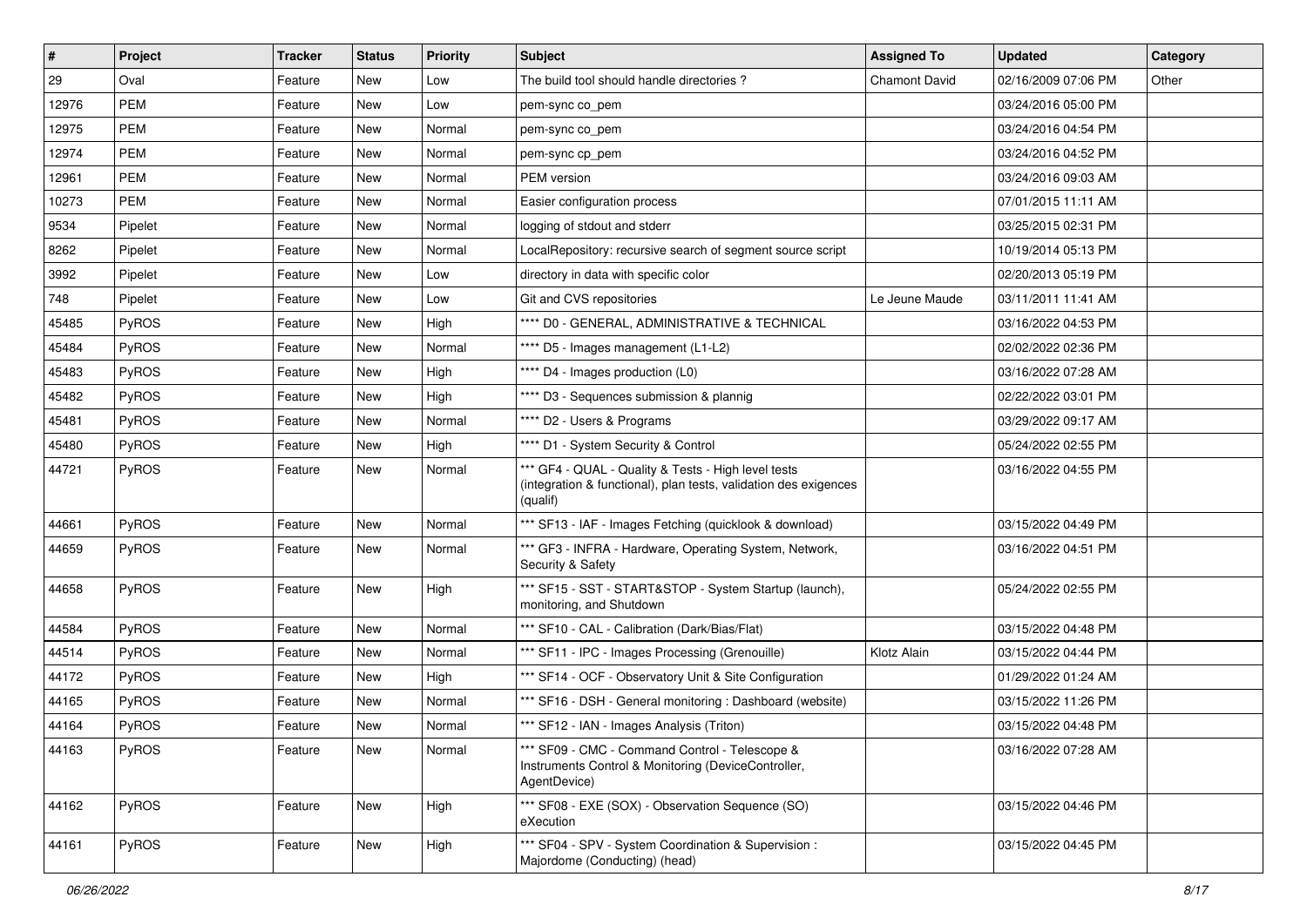| # | Project | Tracker | Status | Priority | Subject | Assigned To | Updated | Category |
|---|---|---|---|---|---|---|---|---|
| 29 | Oval | Feature | New | Low | The build tool should handle directories ? | Chamont David | 02/16/2009 07:06 PM | Other |
| 12976 | PEM | Feature | New | Low | pem-sync co_pem | | 03/24/2016 05:00 PM | |
| 12975 | PEM | Feature | New | Normal | pem-sync co_pem | | 03/24/2016 04:54 PM | |
| 12974 | PEM | Feature | New | Normal | pem-sync cp_pem | | 03/24/2016 04:52 PM | |
| 12961 | PEM | Feature | New | Normal | PEM version | | 03/24/2016 09:03 AM | |
| 10273 | PEM | Feature | New | Normal | Easier configuration process | | 07/01/2015 11:11 AM | |
| 9534 | Pipelet | Feature | New | Normal | logging of stdout and stderr | | 03/25/2015 02:31 PM | |
| 8262 | Pipelet | Feature | New | Normal | LocalRepository: recursive search of segment source script | | 10/19/2014 05:13 PM | |
| 3992 | Pipelet | Feature | New | Low | directory in data with specific color | | 02/20/2013 05:19 PM | |
| 748 | Pipelet | Feature | New | Low | Git and CVS repositories | Le Jeune Maude | 03/11/2011 11:41 AM | |
| 45485 | PyROS | Feature | New | High | **** D0 - GENERAL, ADMINISTRATIVE & TECHNICAL | | 03/16/2022 04:53 PM | |
| 45484 | PyROS | Feature | New | Normal | **** D5 - Images management (L1-L2) | | 02/02/2022 02:36 PM | |
| 45483 | PyROS | Feature | New | High | **** D4 - Images production (L0) | | 03/16/2022 07:28 AM | |
| 45482 | PyROS | Feature | New | High | **** D3 - Sequences submission & plannig | | 02/22/2022 03:01 PM | |
| 45481 | PyROS | Feature | New | Normal | **** D2 - Users & Programs | | 03/29/2022 09:17 AM | |
| 45480 | PyROS | Feature | New | High | **** D1 - System Security & Control | | 05/24/2022 02:55 PM | |
| 44721 | PyROS | Feature | New | Normal | *** GF4 - QUAL - Quality & Tests - High level tests (integration & functional), plan tests, validation des exigences (qualif) | | 03/16/2022 04:55 PM | |
| 44661 | PyROS | Feature | New | Normal | *** SF13 - IAF - Images Fetching (quicklook & download) | | 03/15/2022 04:49 PM | |
| 44659 | PyROS | Feature | New | Normal | *** GF3 - INFRA - Hardware, Operating System, Network, Security & Safety | | 03/16/2022 04:51 PM | |
| 44658 | PyROS | Feature | New | High | *** SF15 - SST - START&STOP - System Startup (launch), monitoring, and Shutdown | | 05/24/2022 02:55 PM | |
| 44584 | PyROS | Feature | New | Normal | *** SF10 - CAL - Calibration (Dark/Bias/Flat) | | 03/15/2022 04:48 PM | |
| 44514 | PyROS | Feature | New | Normal | *** SF11 - IPC - Images Processing (Grenouille) | Klotz Alain | 03/15/2022 04:44 PM | |
| 44172 | PyROS | Feature | New | High | *** SF14 - OCF - Observatory Unit & Site Configuration | | 01/29/2022 01:24 AM | |
| 44165 | PyROS | Feature | New | Normal | *** SF16 - DSH - General monitoring : Dashboard (website) | | 03/15/2022 11:26 PM | |
| 44164 | PyROS | Feature | New | Normal | *** SF12 - IAN - Images Analysis (Triton) | | 03/15/2022 04:48 PM | |
| 44163 | PyROS | Feature | New | Normal | *** SF09 - CMC - Command Control - Telescope & Instruments Control & Monitoring (DeviceController, AgentDevice) | | 03/16/2022 07:28 AM | |
| 44162 | PyROS | Feature | New | High | *** SF08 - EXE (SOX) - Observation Sequence (SO) eXecution | | 03/15/2022 04:46 PM | |
| 44161 | PyROS | Feature | New | High | *** SF04 - SPV - System Coordination & Supervision : Majordome (Conducting) (head) | | 03/15/2022 04:45 PM | |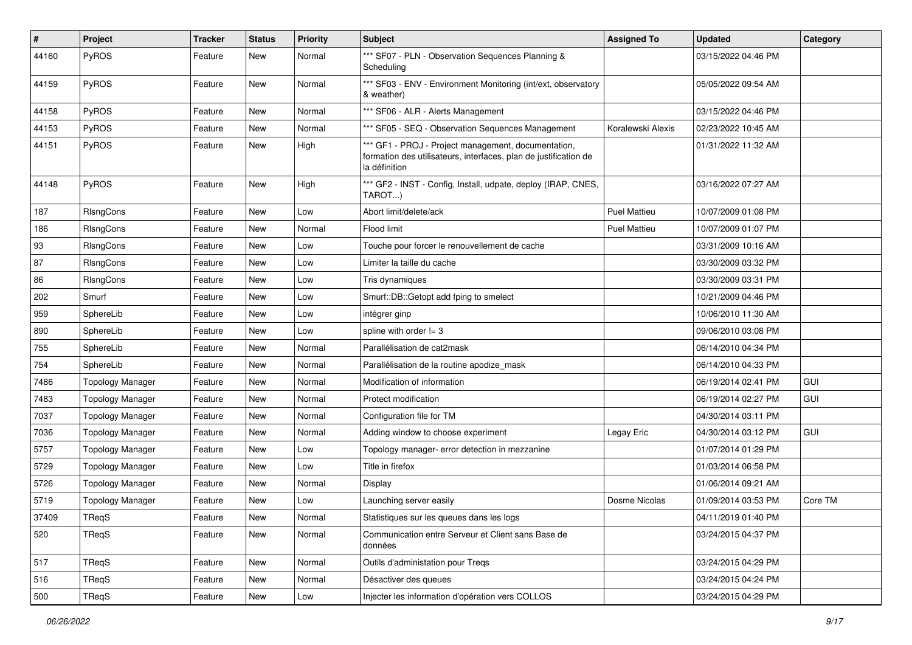| # | Project | Tracker | Status | Priority | Subject | Assigned To | Updated | Category |
|---|---|---|---|---|---|---|---|---|
| 44160 | PyROS | Feature | New | Normal | *** SF07 - PLN - Observation Sequences Planning & Scheduling | | 03/15/2022 04:46 PM | |
| 44159 | PyROS | Feature | New | Normal | *** SF03 - ENV - Environment Monitoring (int/ext, observatory & weather) | | 05/05/2022 09:54 AM | |
| 44158 | PyROS | Feature | New | Normal | *** SF06 - ALR - Alerts Management | | 03/15/2022 04:46 PM | |
| 44153 | PyROS | Feature | New | Normal | *** SF05 - SEQ - Observation Sequences Management | Koralewski Alexis | 02/23/2022 10:45 AM | |
| 44151 | PyROS | Feature | New | High | *** GF1 - PROJ - Project management, documentation, formation des utilisateurs, interfaces, plan de justification de la définition | | 01/31/2022 11:32 AM | |
| 44148 | PyROS | Feature | New | High | *** GF2 - INST - Config, Install, udpate, deploy (IRAP, CNES, TAROT...) | | 03/16/2022 07:27 AM | |
| 187 | RlsngCons | Feature | New | Low | Abort limit/delete/ack | Puel Mattieu | 10/07/2009 01:08 PM | |
| 186 | RlsngCons | Feature | New | Normal | Flood limit | Puel Mattieu | 10/07/2009 01:07 PM | |
| 93 | RlsngCons | Feature | New | Low | Touche pour forcer le renouvellement de cache | | 03/31/2009 10:16 AM | |
| 87 | RlsngCons | Feature | New | Low | Limiter la taille du cache | | 03/30/2009 03:32 PM | |
| 86 | RlsngCons | Feature | New | Low | Tris dynamiques | | 03/30/2009 03:31 PM | |
| 202 | Smurf | Feature | New | Low | Smurf::DB::Getopt add fping to smelect | | 10/21/2009 04:46 PM | |
| 959 | SphereLib | Feature | New | Low | intégrer ginp | | 10/06/2010 11:30 AM | |
| 890 | SphereLib | Feature | New | Low | spline with order != 3 | | 09/06/2010 03:08 PM | |
| 755 | SphereLib | Feature | New | Normal | Parallélisation de cat2mask | | 06/14/2010 04:34 PM | |
| 754 | SphereLib | Feature | New | Normal | Parallélisation de la routine apodize_mask | | 06/14/2010 04:33 PM | |
| 7486 | Topology Manager | Feature | New | Normal | Modification of information | | 06/19/2014 02:41 PM | GUI |
| 7483 | Topology Manager | Feature | New | Normal | Protect modification | | 06/19/2014 02:27 PM | GUI |
| 7037 | Topology Manager | Feature | New | Normal | Configuration file for TM | | 04/30/2014 03:11 PM | |
| 7036 | Topology Manager | Feature | New | Normal | Adding window to choose experiment | Legay Eric | 04/30/2014 03:12 PM | GUI |
| 5757 | Topology Manager | Feature | New | Low | Topology manager- error detection in mezzanine | | 01/07/2014 01:29 PM | |
| 5729 | Topology Manager | Feature | New | Low | Title in firefox | | 01/03/2014 06:58 PM | |
| 5726 | Topology Manager | Feature | New | Normal | Display | | 01/06/2014 09:21 AM | |
| 5719 | Topology Manager | Feature | New | Low | Launching server easily | Dosme Nicolas | 01/09/2014 03:53 PM | Core TM |
| 37409 | TReqS | Feature | New | Normal | Statistiques sur les queues dans les logs | | 04/11/2019 01:40 PM | |
| 520 | TReqS | Feature | New | Normal | Communication entre Serveur et Client sans Base de données | | 03/24/2015 04:37 PM | |
| 517 | TReqS | Feature | New | Normal | Outils d'administation pour Treqs | | 03/24/2015 04:29 PM | |
| 516 | TReqS | Feature | New | Normal | Désactiver des queues | | 03/24/2015 04:24 PM | |
| 500 | TReqS | Feature | New | Low | Injecter les information d'opération vers COLLOS | | 03/24/2015 04:29 PM | |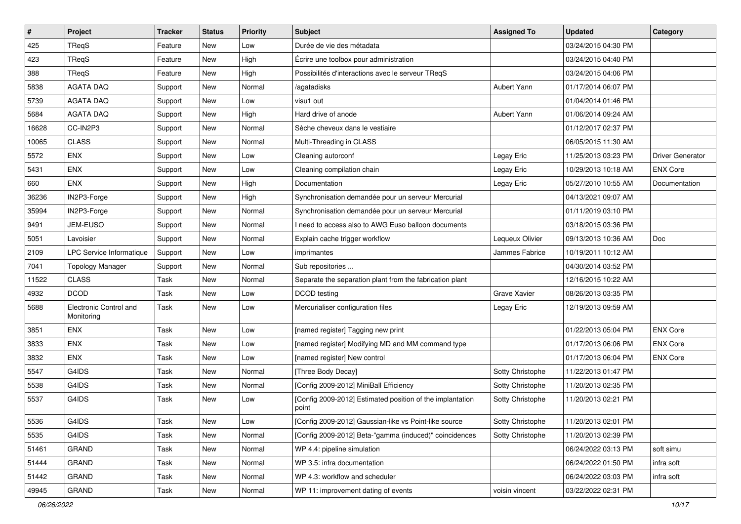| # | Project | Tracker | Status | Priority | Subject | Assigned To | Updated | Category |
|---|---|---|---|---|---|---|---|---|
| 425 | TReqS | Feature | New | Low | Durée de vie des métadata | | 03/24/2015 04:30 PM | |
| 423 | TReqS | Feature | New | High | Écrire une toolbox pour administration | | 03/24/2015 04:40 PM | |
| 388 | TReqS | Feature | New | High | Possibilités d'interactions avec le serveur TReqS | | 03/24/2015 04:06 PM | |
| 5838 | AGATA DAQ | Support | New | Normal | /agatadisks | Aubert Yann | 01/17/2014 06:07 PM | |
| 5739 | AGATA DAQ | Support | New | Low | visu1 out | | 01/04/2014 01:46 PM | |
| 5684 | AGATA DAQ | Support | New | High | Hard drive of anode | Aubert Yann | 01/06/2014 09:24 AM | |
| 16628 | CC-IN2P3 | Support | New | Normal | Sèche cheveux dans le vestiaire | | 01/12/2017 02:37 PM | |
| 10065 | CLASS | Support | New | Normal | Multi-Threading in CLASS | | 06/05/2015 11:30 AM | |
| 5572 | ENX | Support | New | Low | Cleaning autorconf | Legay Eric | 11/25/2013 03:23 PM | Driver Generator |
| 5431 | ENX | Support | New | Low | Cleaning compilation chain | Legay Eric | 10/29/2013 10:18 AM | ENX Core |
| 660 | ENX | Support | New | High | Documentation | Legay Eric | 05/27/2010 10:55 AM | Documentation |
| 36236 | IN2P3-Forge | Support | New | High | Synchronisation demandée pour un serveur Mercurial | | 04/13/2021 09:07 AM | |
| 35994 | IN2P3-Forge | Support | New | Normal | Synchronisation demandée pour un serveur Mercurial | | 01/11/2019 03:10 PM | |
| 9491 | JEM-EUSO | Support | New | Normal | I need to access also to AWG Euso balloon documents | | 03/18/2015 03:36 PM | |
| 5051 | Lavoisier | Support | New | Normal | Explain cache trigger workflow | Lequeux Olivier | 09/13/2013 10:36 AM | Doc |
| 2109 | LPC Service Informatique | Support | New | Low | imprimantes | Jammes Fabrice | 10/19/2011 10:12 AM | |
| 7041 | Topology Manager | Support | New | Normal | Sub repositories ... | | 04/30/2014 03:52 PM | |
| 11522 | CLASS | Task | New | Normal | Separate the separation plant from the fabrication plant | | 12/16/2015 10:22 AM | |
| 4932 | DCOD | Task | New | Low | DCOD testing | Grave Xavier | 08/26/2013 03:35 PM | |
| 5688 | Electronic Control and Monitoring | Task | New | Low | Mercurialiser configuration files | Legay Eric | 12/19/2013 09:59 AM | |
| 3851 | ENX | Task | New | Low | [named register] Tagging new print | | 01/22/2013 05:04 PM | ENX Core |
| 3833 | ENX | Task | New | Low | [named register] Modifying MD and MM command type | | 01/17/2013 06:06 PM | ENX Core |
| 3832 | ENX | Task | New | Low | [named register] New control | | 01/17/2013 06:04 PM | ENX Core |
| 5547 | G4IDS | Task | New | Normal | [Three Body Decay] | Sotty Christophe | 11/22/2013 01:47 PM | |
| 5538 | G4IDS | Task | New | Normal | [Config 2009-2012] MiniBall Efficiency | Sotty Christophe | 11/20/2013 02:35 PM | |
| 5537 | G4IDS | Task | New | Low | [Config 2009-2012] Estimated position of the implantation point | Sotty Christophe | 11/20/2013 02:21 PM | |
| 5536 | G4IDS | Task | New | Low | [Config 2009-2012] Gaussian-like vs Point-like source | Sotty Christophe | 11/20/2013 02:01 PM | |
| 5535 | G4IDS | Task | New | Normal | [Config 2009-2012] Beta-"gamma (induced)" coincidences | Sotty Christophe | 11/20/2013 02:39 PM | |
| 51461 | GRAND | Task | New | Normal | WP 4.4: pipeline simulation | | 06/24/2022 03:13 PM | soft simu |
| 51444 | GRAND | Task | New | Normal | WP 3.5: infra documentation | | 06/24/2022 01:50 PM | infra soft |
| 51442 | GRAND | Task | New | Normal | WP 4.3: workflow and scheduler | | 06/24/2022 03:03 PM | infra soft |
| 49945 | GRAND | Task | New | Normal | WP 11: improvement dating of events | voisin vincent | 03/22/2022 02:31 PM | |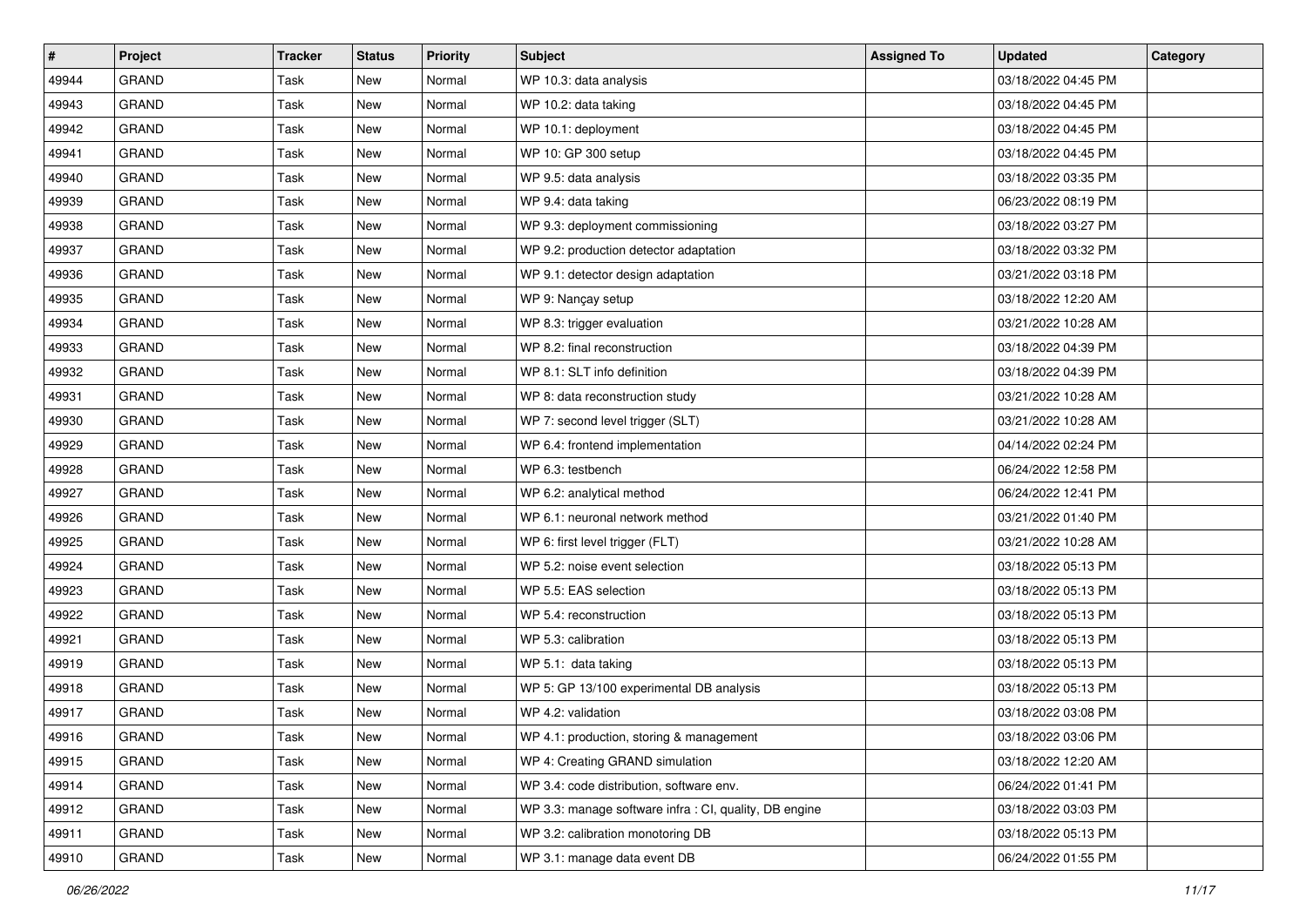| # | Project | Tracker | Status | Priority | Subject | Assigned To | Updated | Category |
|---|---|---|---|---|---|---|---|---|
| 49944 | GRAND | Task | New | Normal | WP 10.3: data analysis | | 03/18/2022 04:45 PM | |
| 49943 | GRAND | Task | New | Normal | WP 10.2: data taking | | 03/18/2022 04:45 PM | |
| 49942 | GRAND | Task | New | Normal | WP 10.1: deployment | | 03/18/2022 04:45 PM | |
| 49941 | GRAND | Task | New | Normal | WP 10: GP 300 setup | | 03/18/2022 04:45 PM | |
| 49940 | GRAND | Task | New | Normal | WP 9.5: data analysis | | 03/18/2022 03:35 PM | |
| 49939 | GRAND | Task | New | Normal | WP 9.4: data taking | | 06/23/2022 08:19 PM | |
| 49938 | GRAND | Task | New | Normal | WP 9.3: deployment commissioning | | 03/18/2022 03:27 PM | |
| 49937 | GRAND | Task | New | Normal | WP 9.2: production detector adaptation | | 03/18/2022 03:32 PM | |
| 49936 | GRAND | Task | New | Normal | WP 9.1: detector design adaptation | | 03/21/2022 03:18 PM | |
| 49935 | GRAND | Task | New | Normal | WP 9: Nançay setup | | 03/18/2022 12:20 AM | |
| 49934 | GRAND | Task | New | Normal | WP 8.3: trigger evaluation | | 03/21/2022 10:28 AM | |
| 49933 | GRAND | Task | New | Normal | WP 8.2: final reconstruction | | 03/18/2022 04:39 PM | |
| 49932 | GRAND | Task | New | Normal | WP 8.1: SLT info definition | | 03/18/2022 04:39 PM | |
| 49931 | GRAND | Task | New | Normal | WP 8: data reconstruction study | | 03/21/2022 10:28 AM | |
| 49930 | GRAND | Task | New | Normal | WP 7: second level trigger (SLT) | | 03/21/2022 10:28 AM | |
| 49929 | GRAND | Task | New | Normal | WP 6.4: frontend implementation | | 04/14/2022 02:24 PM | |
| 49928 | GRAND | Task | New | Normal | WP 6.3: testbench | | 06/24/2022 12:58 PM | |
| 49927 | GRAND | Task | New | Normal | WP 6.2: analytical method | | 06/24/2022 12:41 PM | |
| 49926 | GRAND | Task | New | Normal | WP 6.1: neuronal network method | | 03/21/2022 01:40 PM | |
| 49925 | GRAND | Task | New | Normal | WP 6: first level trigger (FLT) | | 03/21/2022 10:28 AM | |
| 49924 | GRAND | Task | New | Normal | WP 5.2: noise event selection | | 03/18/2022 05:13 PM | |
| 49923 | GRAND | Task | New | Normal | WP 5.5: EAS selection | | 03/18/2022 05:13 PM | |
| 49922 | GRAND | Task | New | Normal | WP 5.4: reconstruction | | 03/18/2022 05:13 PM | |
| 49921 | GRAND | Task | New | Normal | WP 5.3: calibration | | 03/18/2022 05:13 PM | |
| 49919 | GRAND | Task | New | Normal | WP 5.1: data taking | | 03/18/2022 05:13 PM | |
| 49918 | GRAND | Task | New | Normal | WP 5: GP 13/100 experimental DB analysis | | 03/18/2022 05:13 PM | |
| 49917 | GRAND | Task | New | Normal | WP 4.2: validation | | 03/18/2022 03:08 PM | |
| 49916 | GRAND | Task | New | Normal | WP 4.1: production, storing & management | | 03/18/2022 03:06 PM | |
| 49915 | GRAND | Task | New | Normal | WP 4: Creating GRAND simulation | | 03/18/2022 12:20 AM | |
| 49914 | GRAND | Task | New | Normal | WP 3.4: code distribution, software env. | | 06/24/2022 01:41 PM | |
| 49912 | GRAND | Task | New | Normal | WP 3.3: manage software infra : CI, quality, DB engine | | 03/18/2022 03:03 PM | |
| 49911 | GRAND | Task | New | Normal | WP 3.2: calibration monotoring DB | | 03/18/2022 05:13 PM | |
| 49910 | GRAND | Task | New | Normal | WP 3.1: manage data event DB | | 06/24/2022 01:55 PM | |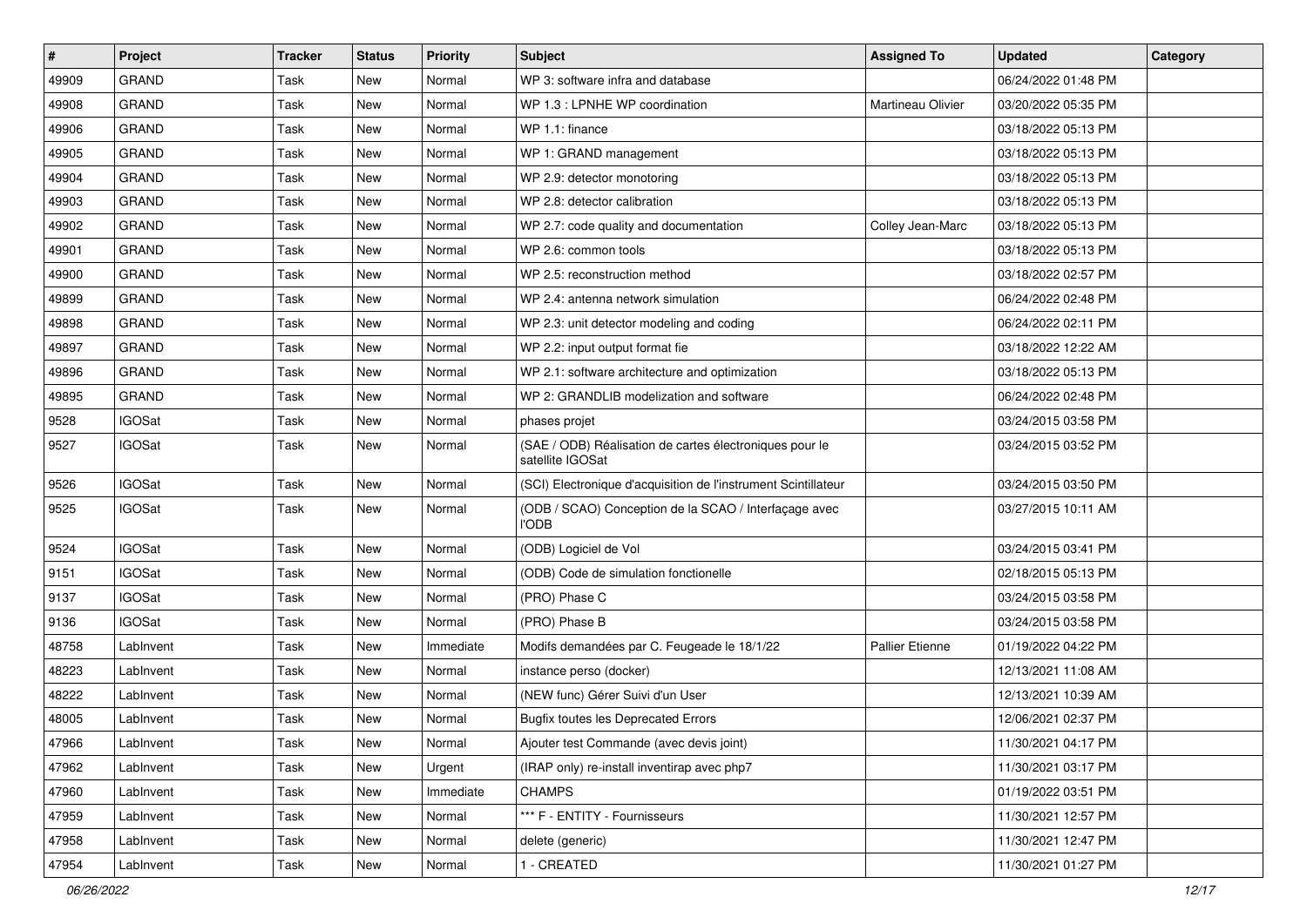| # | Project | Tracker | Status | Priority | Subject | Assigned To | Updated | Category |
|---|---|---|---|---|---|---|---|---|
| 49909 | GRAND | Task | New | Normal | WP 3: software infra and database | | 06/24/2022 01:48 PM | |
| 49908 | GRAND | Task | New | Normal | WP 1.3 : LPNHE WP coordination | Martineau Olivier | 03/20/2022 05:35 PM | |
| 49906 | GRAND | Task | New | Normal | WP 1.1: finance | | 03/18/2022 05:13 PM | |
| 49905 | GRAND | Task | New | Normal | WP 1: GRAND management | | 03/18/2022 05:13 PM | |
| 49904 | GRAND | Task | New | Normal | WP 2.9: detector monotoring | | 03/18/2022 05:13 PM | |
| 49903 | GRAND | Task | New | Normal | WP 2.8: detector calibration | | 03/18/2022 05:13 PM | |
| 49902 | GRAND | Task | New | Normal | WP 2.7: code quality and documentation | Colley Jean-Marc | 03/18/2022 05:13 PM | |
| 49901 | GRAND | Task | New | Normal | WP 2.6: common tools | | 03/18/2022 05:13 PM | |
| 49900 | GRAND | Task | New | Normal | WP 2.5: reconstruction method | | 03/18/2022 02:57 PM | |
| 49899 | GRAND | Task | New | Normal | WP 2.4: antenna network simulation | | 06/24/2022 02:48 PM | |
| 49898 | GRAND | Task | New | Normal | WP 2.3: unit detector modeling and coding | | 06/24/2022 02:11 PM | |
| 49897 | GRAND | Task | New | Normal | WP 2.2: input output format fie | | 03/18/2022 12:22 AM | |
| 49896 | GRAND | Task | New | Normal | WP 2.1: software architecture and optimization | | 03/18/2022 05:13 PM | |
| 49895 | GRAND | Task | New | Normal | WP 2: GRANDLIB modelization and software | | 06/24/2022 02:48 PM | |
| 9528 | IGOSat | Task | New | Normal | phases projet | | 03/24/2015 03:58 PM | |
| 9527 | IGOSat | Task | New | Normal | (SAE / ODB) Réalisation de cartes électroniques pour le satellite IGOSat | | 03/24/2015 03:52 PM | |
| 9526 | IGOSat | Task | New | Normal | (SCI) Electronique d'acquisition de l'instrument Scintillateur | | 03/24/2015 03:50 PM | |
| 9525 | IGOSat | Task | New | Normal | (ODB / SCAO) Conception de la SCAO / Interfaçage avec l'ODB | | 03/27/2015 10:11 AM | |
| 9524 | IGOSat | Task | New | Normal | (ODB) Logiciel de Vol | | 03/24/2015 03:41 PM | |
| 9151 | IGOSat | Task | New | Normal | (ODB) Code de simulation fonctionelle | | 02/18/2015 05:13 PM | |
| 9137 | IGOSat | Task | New | Normal | (PRO) Phase C | | 03/24/2015 03:58 PM | |
| 9136 | IGOSat | Task | New | Normal | (PRO) Phase B | | 03/24/2015 03:58 PM | |
| 48758 | LabInvent | Task | New | Immediate | Modifs demandées par C. Feugeade le 18/1/22 | Pallier Etienne | 01/19/2022 04:22 PM | |
| 48223 | LabInvent | Task | New | Normal | instance perso (docker) | | 12/13/2021 11:08 AM | |
| 48222 | LabInvent | Task | New | Normal | (NEW func) Gérer Suivi d'un User | | 12/13/2021 10:39 AM | |
| 48005 | LabInvent | Task | New | Normal | Bugfix toutes les Deprecated Errors | | 12/06/2021 02:37 PM | |
| 47966 | LabInvent | Task | New | Normal | Ajouter test Commande (avec devis joint) | | 11/30/2021 04:17 PM | |
| 47962 | LabInvent | Task | New | Urgent | (IRAP only) re-install inventirap avec php7 | | 11/30/2021 03:17 PM | |
| 47960 | LabInvent | Task | New | Immediate | CHAMPS | | 01/19/2022 03:51 PM | |
| 47959 | LabInvent | Task | New | Normal | *** F - ENTITY - Fournisseurs | | 11/30/2021 12:57 PM | |
| 47958 | LabInvent | Task | New | Normal | delete (generic) | | 11/30/2021 12:47 PM | |
| 47954 | LabInvent | Task | New | Normal | 1 - CREATED | | 11/30/2021 01:27 PM | |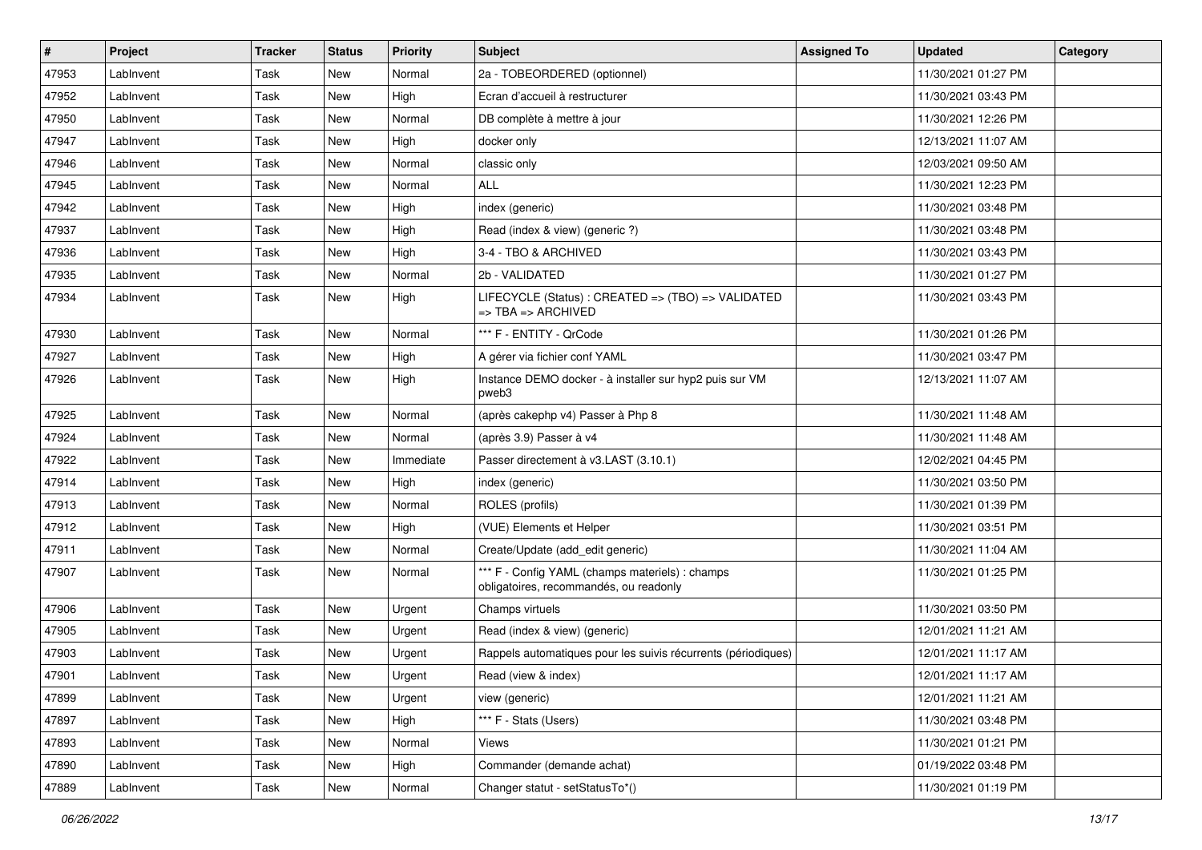| # | Project | Tracker | Status | Priority | Subject | Assigned To | Updated | Category |
|---|---|---|---|---|---|---|---|---|
| 47953 | LabInvent | Task | New | Normal | 2a - TOBEORDERED (optionnel) | | 11/30/2021 01:27 PM | |
| 47952 | LabInvent | Task | New | High | Ecran d'accueil à restructurer | | 11/30/2021 03:43 PM | |
| 47950 | LabInvent | Task | New | Normal | DB complète à mettre à jour | | 11/30/2021 12:26 PM | |
| 47947 | LabInvent | Task | New | High | docker only | | 12/13/2021 11:07 AM | |
| 47946 | LabInvent | Task | New | Normal | classic only | | 12/03/2021 09:50 AM | |
| 47945 | LabInvent | Task | New | Normal | ALL | | 11/30/2021 12:23 PM | |
| 47942 | LabInvent | Task | New | High | index (generic) | | 11/30/2021 03:48 PM | |
| 47937 | LabInvent | Task | New | High | Read (index & view) (generic ?) | | 11/30/2021 03:48 PM | |
| 47936 | LabInvent | Task | New | High | 3-4 - TBO & ARCHIVED | | 11/30/2021 03:43 PM | |
| 47935 | LabInvent | Task | New | Normal | 2b - VALIDATED | | 11/30/2021 01:27 PM | |
| 47934 | LabInvent | Task | New | High | LIFECYCLE (Status) : CREATED => (TBO) => VALIDATED => TBA => ARCHIVED | | 11/30/2021 03:43 PM | |
| 47930 | LabInvent | Task | New | Normal | *** F - ENTITY - QrCode | | 11/30/2021 01:26 PM | |
| 47927 | LabInvent | Task | New | High | A gérer via fichier conf YAML | | 11/30/2021 03:47 PM | |
| 47926 | LabInvent | Task | New | High | Instance DEMO docker - à installer sur hyp2 puis sur VM pweb3 | | 12/13/2021 11:07 AM | |
| 47925 | LabInvent | Task | New | Normal | (après cakephp v4) Passer à Php 8 | | 11/30/2021 11:48 AM | |
| 47924 | LabInvent | Task | New | Normal | (après 3.9) Passer à v4 | | 11/30/2021 11:48 AM | |
| 47922 | LabInvent | Task | New | Immediate | Passer directement à v3.LAST (3.10.1) | | 12/02/2021 04:45 PM | |
| 47914 | LabInvent | Task | New | High | index (generic) | | 11/30/2021 03:50 PM | |
| 47913 | LabInvent | Task | New | Normal | ROLES (profils) | | 11/30/2021 01:39 PM | |
| 47912 | LabInvent | Task | New | High | (VUE) Elements et Helper | | 11/30/2021 03:51 PM | |
| 47911 | LabInvent | Task | New | Normal | Create/Update (add_edit generic) | | 11/30/2021 11:04 AM | |
| 47907 | LabInvent | Task | New | Normal | *** F - Config YAML (champs materiels) : champs obligatoires, recommandés, ou readonly | | 11/30/2021 01:25 PM | |
| 47906 | LabInvent | Task | New | Urgent | Champs virtuels | | 11/30/2021 03:50 PM | |
| 47905 | LabInvent | Task | New | Urgent | Read (index & view) (generic) | | 12/01/2021 11:21 AM | |
| 47903 | LabInvent | Task | New | Urgent | Rappels automatiques pour les suivis récurrents (périodiques) | | 12/01/2021 11:17 AM | |
| 47901 | LabInvent | Task | New | Urgent | Read (view & index) | | 12/01/2021 11:17 AM | |
| 47899 | LabInvent | Task | New | Urgent | view (generic) | | 12/01/2021 11:21 AM | |
| 47897 | LabInvent | Task | New | High | *** F - Stats (Users) | | 11/30/2021 03:48 PM | |
| 47893 | LabInvent | Task | New | Normal | Views | | 11/30/2021 01:21 PM | |
| 47890 | LabInvent | Task | New | High | Commander (demande achat) | | 01/19/2022 03:48 PM | |
| 47889 | LabInvent | Task | New | Normal | Changer statut - setStatusTo*() | | 11/30/2021 01:19 PM | |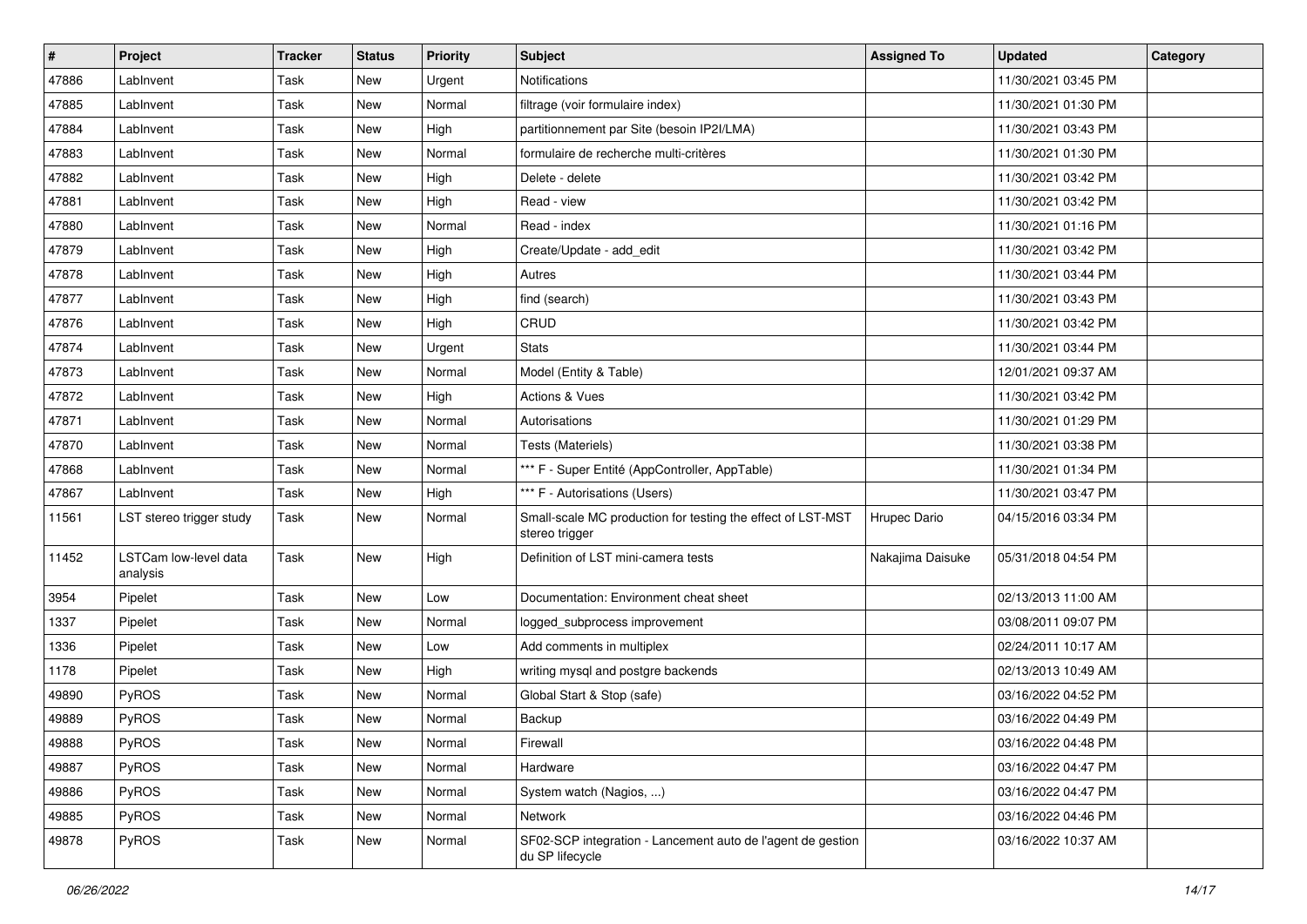| # | Project | Tracker | Status | Priority | Subject | Assigned To | Updated | Category |
|---|---|---|---|---|---|---|---|---|
| 47886 | LabInvent | Task | New | Urgent | Notifications | | 11/30/2021 03:45 PM | |
| 47885 | LabInvent | Task | New | Normal | filtrage (voir formulaire index) | | 11/30/2021 01:30 PM | |
| 47884 | LabInvent | Task | New | High | partitionnement par Site (besoin IP2I/LMA) | | 11/30/2021 03:43 PM | |
| 47883 | LabInvent | Task | New | Normal | formulaire de recherche multi-critères | | 11/30/2021 01:30 PM | |
| 47882 | LabInvent | Task | New | High | Delete - delete | | 11/30/2021 03:42 PM | |
| 47881 | LabInvent | Task | New | High | Read - view | | 11/30/2021 03:42 PM | |
| 47880 | LabInvent | Task | New | Normal | Read - index | | 11/30/2021 01:16 PM | |
| 47879 | LabInvent | Task | New | High | Create/Update - add_edit | | 11/30/2021 03:42 PM | |
| 47878 | LabInvent | Task | New | High | Autres | | 11/30/2021 03:44 PM | |
| 47877 | LabInvent | Task | New | High | find (search) | | 11/30/2021 03:43 PM | |
| 47876 | LabInvent | Task | New | High | CRUD | | 11/30/2021 03:42 PM | |
| 47874 | LabInvent | Task | New | Urgent | Stats | | 11/30/2021 03:44 PM | |
| 47873 | LabInvent | Task | New | Normal | Model (Entity & Table) | | 12/01/2021 09:37 AM | |
| 47872 | LabInvent | Task | New | High | Actions & Vues | | 11/30/2021 03:42 PM | |
| 47871 | LabInvent | Task | New | Normal | Autorisations | | 11/30/2021 01:29 PM | |
| 47870 | LabInvent | Task | New | Normal | Tests (Materiels) | | 11/30/2021 03:38 PM | |
| 47868 | LabInvent | Task | New | Normal | *** F - Super Entité (AppController, AppTable) | | 11/30/2021 01:34 PM | |
| 47867 | LabInvent | Task | New | High | *** F - Autorisations (Users) | | 11/30/2021 03:47 PM | |
| 11561 | LST stereo trigger study | Task | New | Normal | Small-scale MC production for testing the effect of LST-MST stereo trigger | Hrupec Dario | 04/15/2016 03:34 PM | |
| 11452 | LSTCam low-level data analysis | Task | New | High | Definition of LST mini-camera tests | Nakajima Daisuke | 05/31/2018 04:54 PM | |
| 3954 | Pipelet | Task | New | Low | Documentation: Environment cheat sheet | | 02/13/2013 11:00 AM | |
| 1337 | Pipelet | Task | New | Normal | logged_subprocess improvement | | 03/08/2011 09:07 PM | |
| 1336 | Pipelet | Task | New | Low | Add comments in multiplex | | 02/24/2011 10:17 AM | |
| 1178 | Pipelet | Task | New | High | writing mysql and postgre backends | | 02/13/2013 10:49 AM | |
| 49890 | PyROS | Task | New | Normal | Global Start & Stop (safe) | | 03/16/2022 04:52 PM | |
| 49889 | PyROS | Task | New | Normal | Backup | | 03/16/2022 04:49 PM | |
| 49888 | PyROS | Task | New | Normal | Firewall | | 03/16/2022 04:48 PM | |
| 49887 | PyROS | Task | New | Normal | Hardware | | 03/16/2022 04:47 PM | |
| 49886 | PyROS | Task | New | Normal | System watch (Nagios, ...) | | 03/16/2022 04:47 PM | |
| 49885 | PyROS | Task | New | Normal | Network | | 03/16/2022 04:46 PM | |
| 49878 | PyROS | Task | New | Normal | SF02-SCP integration - Lancement auto de l'agent de gestion du SP lifecycle | | 03/16/2022 10:37 AM | |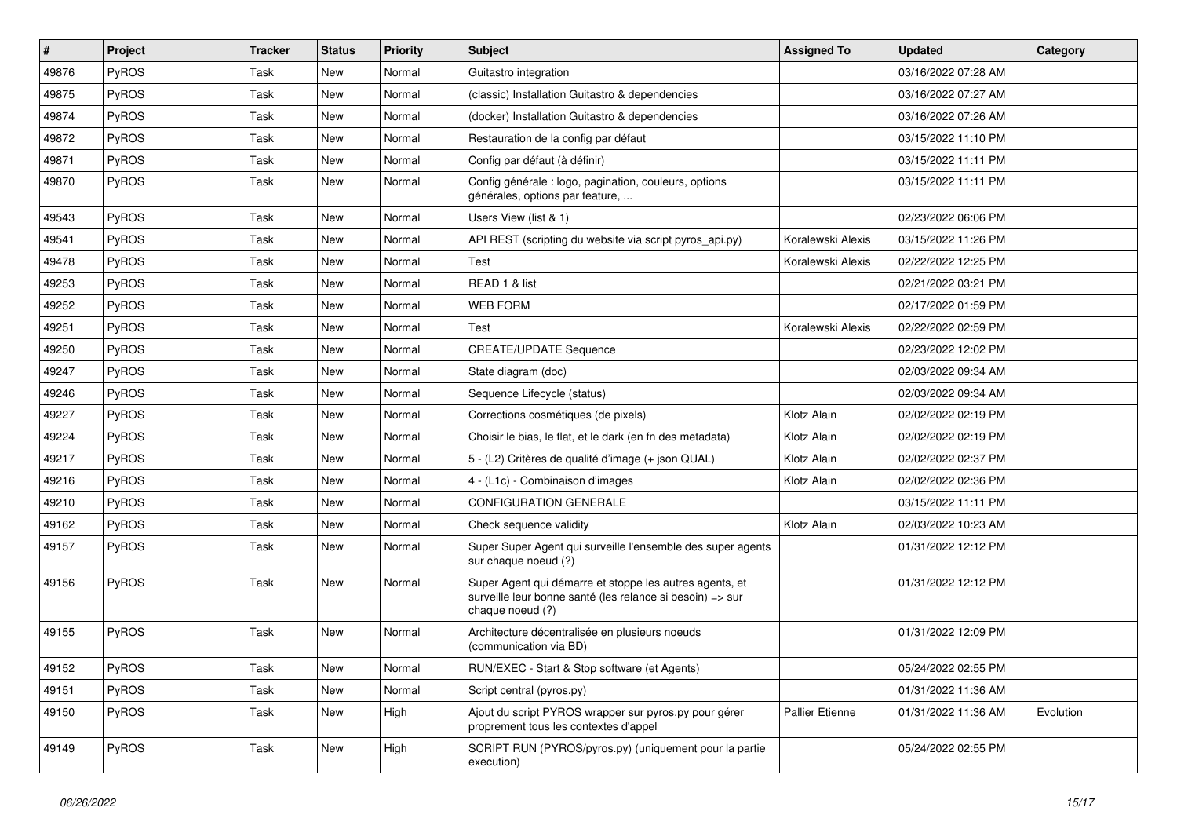| # | Project | Tracker | Status | Priority | Subject | Assigned To | Updated | Category |
|---|---|---|---|---|---|---|---|---|
| 49876 | PyROS | Task | New | Normal | Guitastro integration | | 03/16/2022 07:28 AM | |
| 49875 | PyROS | Task | New | Normal | (classic) Installation Guitastro & dependencies | | 03/16/2022 07:27 AM | |
| 49874 | PyROS | Task | New | Normal | (docker) Installation Guitastro & dependencies | | 03/16/2022 07:26 AM | |
| 49872 | PyROS | Task | New | Normal | Restauration de la config par défaut | | 03/15/2022 11:10 PM | |
| 49871 | PyROS | Task | New | Normal | Config par défaut (à définir) | | 03/15/2022 11:11 PM | |
| 49870 | PyROS | Task | New | Normal | Config générale : logo, pagination, couleurs, options générales, options par feature, ... | | 03/15/2022 11:11 PM | |
| 49543 | PyROS | Task | New | Normal | Users View (list & 1) | | 02/23/2022 06:06 PM | |
| 49541 | PyROS | Task | New | Normal | API REST (scripting du website via script pyros_api.py) | Koralewski Alexis | 03/15/2022 11:26 PM | |
| 49478 | PyROS | Task | New | Normal | Test | Koralewski Alexis | 02/22/2022 12:25 PM | |
| 49253 | PyROS | Task | New | Normal | READ 1 & list | | 02/21/2022 03:21 PM | |
| 49252 | PyROS | Task | New | Normal | WEB FORM | | 02/17/2022 01:59 PM | |
| 49251 | PyROS | Task | New | Normal | Test | Koralewski Alexis | 02/22/2022 02:59 PM | |
| 49250 | PyROS | Task | New | Normal | CREATE/UPDATE Sequence | | 02/23/2022 12:02 PM | |
| 49247 | PyROS | Task | New | Normal | State diagram (doc) | | 02/03/2022 09:34 AM | |
| 49246 | PyROS | Task | New | Normal | Sequence Lifecycle (status) | | 02/03/2022 09:34 AM | |
| 49227 | PyROS | Task | New | Normal | Corrections cosmétiques (de pixels) | Klotz Alain | 02/02/2022 02:19 PM | |
| 49224 | PyROS | Task | New | Normal | Choisir le bias, le flat, et le dark (en fn des metadata) | Klotz Alain | 02/02/2022 02:19 PM | |
| 49217 | PyROS | Task | New | Normal | 5 - (L2) Critères de qualité d'image (+ json QUAL) | Klotz Alain | 02/02/2022 02:37 PM | |
| 49216 | PyROS | Task | New | Normal | 4 - (L1c) - Combinaison d'images | Klotz Alain | 02/02/2022 02:36 PM | |
| 49210 | PyROS | Task | New | Normal | CONFIGURATION GENERALE | | 03/15/2022 11:11 PM | |
| 49162 | PyROS | Task | New | Normal | Check sequence validity | Klotz Alain | 02/03/2022 10:23 AM | |
| 49157 | PyROS | Task | New | Normal | Super Super Agent qui surveille l'ensemble des super agents sur chaque noeud (?) | | 01/31/2022 12:12 PM | |
| 49156 | PyROS | Task | New | Normal | Super Agent qui démarre et stoppe les autres agents, et surveille leur bonne santé (les relance si besoin) => sur chaque noeud (?) | | 01/31/2022 12:12 PM | |
| 49155 | PyROS | Task | New | Normal | Architecture décentralisée en plusieurs noeuds (communication via BD) | | 01/31/2022 12:09 PM | |
| 49152 | PyROS | Task | New | Normal | RUN/EXEC - Start & Stop software (et Agents) | | 05/24/2022 02:55 PM | |
| 49151 | PyROS | Task | New | Normal | Script central (pyros.py) | | 01/31/2022 11:36 AM | |
| 49150 | PyROS | Task | New | High | Ajout du script PYROS wrapper sur pyros.py pour gérer proprement tous les contextes d'appel | Pallier Etienne | 01/31/2022 11:36 AM | Evolution |
| 49149 | PyROS | Task | New | High | SCRIPT RUN (PYROS/pyros.py) (uniquement pour la partie execution) | | 05/24/2022 02:55 PM | |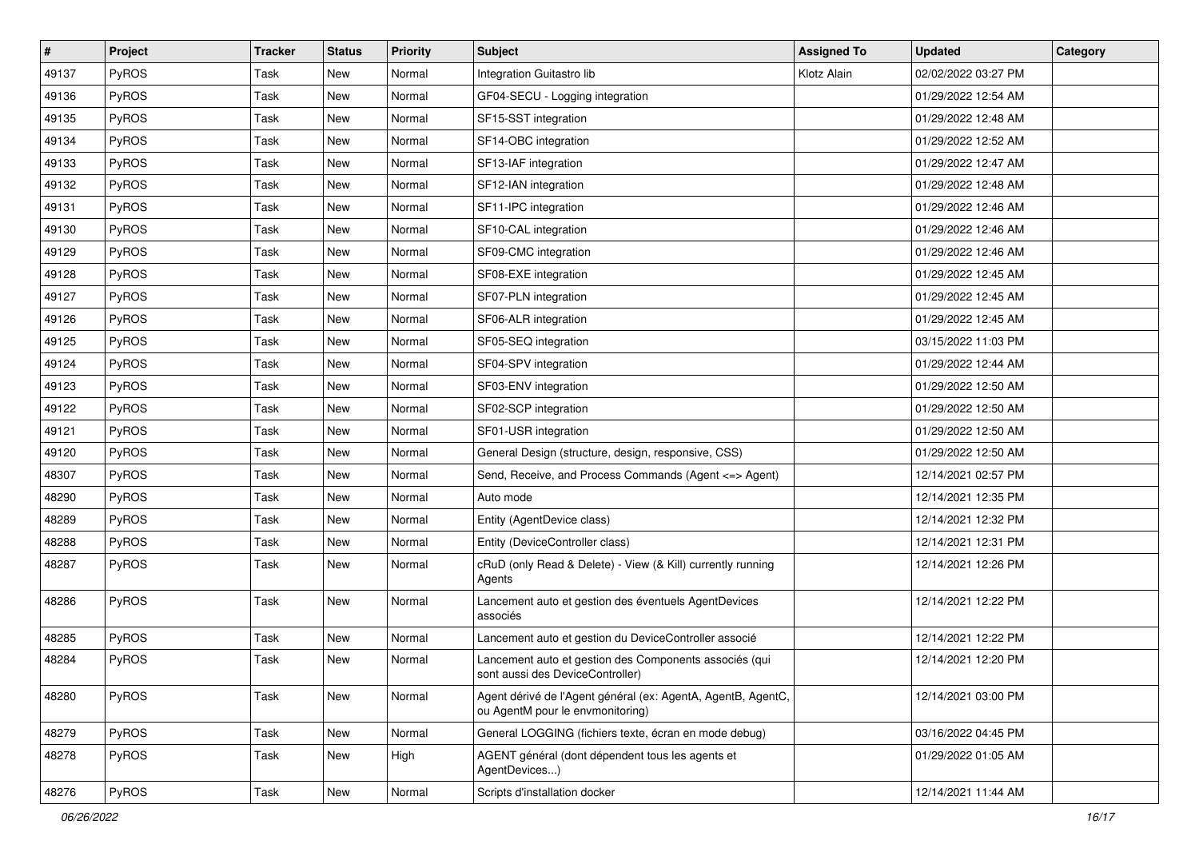| # | Project | Tracker | Status | Priority | Subject | Assigned To | Updated | Category |
|---|---|---|---|---|---|---|---|---|
| 49137 | PyROS | Task | New | Normal | Integration Guitastro lib | Klotz Alain | 02/02/2022 03:27 PM | |
| 49136 | PyROS | Task | New | Normal | GF04-SECU - Logging integration | | 01/29/2022 12:54 AM | |
| 49135 | PyROS | Task | New | Normal | SF15-SST integration | | 01/29/2022 12:48 AM | |
| 49134 | PyROS | Task | New | Normal | SF14-OBC integration | | 01/29/2022 12:52 AM | |
| 49133 | PyROS | Task | New | Normal | SF13-IAF integration | | 01/29/2022 12:47 AM | |
| 49132 | PyROS | Task | New | Normal | SF12-IAN integration | | 01/29/2022 12:48 AM | |
| 49131 | PyROS | Task | New | Normal | SF11-IPC integration | | 01/29/2022 12:46 AM | |
| 49130 | PyROS | Task | New | Normal | SF10-CAL integration | | 01/29/2022 12:46 AM | |
| 49129 | PyROS | Task | New | Normal | SF09-CMC integration | | 01/29/2022 12:46 AM | |
| 49128 | PyROS | Task | New | Normal | SF08-EXE integration | | 01/29/2022 12:45 AM | |
| 49127 | PyROS | Task | New | Normal | SF07-PLN integration | | 01/29/2022 12:45 AM | |
| 49126 | PyROS | Task | New | Normal | SF06-ALR integration | | 01/29/2022 12:45 AM | |
| 49125 | PyROS | Task | New | Normal | SF05-SEQ integration | | 03/15/2022 11:03 PM | |
| 49124 | PyROS | Task | New | Normal | SF04-SPV integration | | 01/29/2022 12:44 AM | |
| 49123 | PyROS | Task | New | Normal | SF03-ENV integration | | 01/29/2022 12:50 AM | |
| 49122 | PyROS | Task | New | Normal | SF02-SCP integration | | 01/29/2022 12:50 AM | |
| 49121 | PyROS | Task | New | Normal | SF01-USR integration | | 01/29/2022 12:50 AM | |
| 49120 | PyROS | Task | New | Normal | General Design (structure, design, responsive, CSS) | | 01/29/2022 12:50 AM | |
| 48307 | PyROS | Task | New | Normal | Send, Receive, and Process Commands (Agent <=> Agent) | | 12/14/2021 02:57 PM | |
| 48290 | PyROS | Task | New | Normal | Auto mode | | 12/14/2021 12:35 PM | |
| 48289 | PyROS | Task | New | Normal | Entity (AgentDevice class) | | 12/14/2021 12:32 PM | |
| 48288 | PyROS | Task | New | Normal | Entity (DeviceController class) | | 12/14/2021 12:31 PM | |
| 48287 | PyROS | Task | New | Normal | cRuD (only Read & Delete) - View (& Kill) currently running Agents | | 12/14/2021 12:26 PM | |
| 48286 | PyROS | Task | New | Normal | Lancement auto et gestion des éventuels AgentDevices associés | | 12/14/2021 12:22 PM | |
| 48285 | PyROS | Task | New | Normal | Lancement auto et gestion du DeviceController associé | | 12/14/2021 12:22 PM | |
| 48284 | PyROS | Task | New | Normal | Lancement auto et gestion des Components associés (qui sont aussi des DeviceController) | | 12/14/2021 12:20 PM | |
| 48280 | PyROS | Task | New | Normal | Agent dérivé de l'Agent général (ex: AgentA, AgentB, AgentC, ou AgentM pour le envmonitoring) | | 12/14/2021 03:00 PM | |
| 48279 | PyROS | Task | New | Normal | General LOGGING (fichiers texte, écran en mode debug) | | 03/16/2022 04:45 PM | |
| 48278 | PyROS | Task | New | High | AGENT général (dont dépendent tous les agents et AgentDevices...) | | 01/29/2022 01:05 AM | |
| 48276 | PyROS | Task | New | Normal | Scripts d'installation docker | | 12/14/2021 11:44 AM | |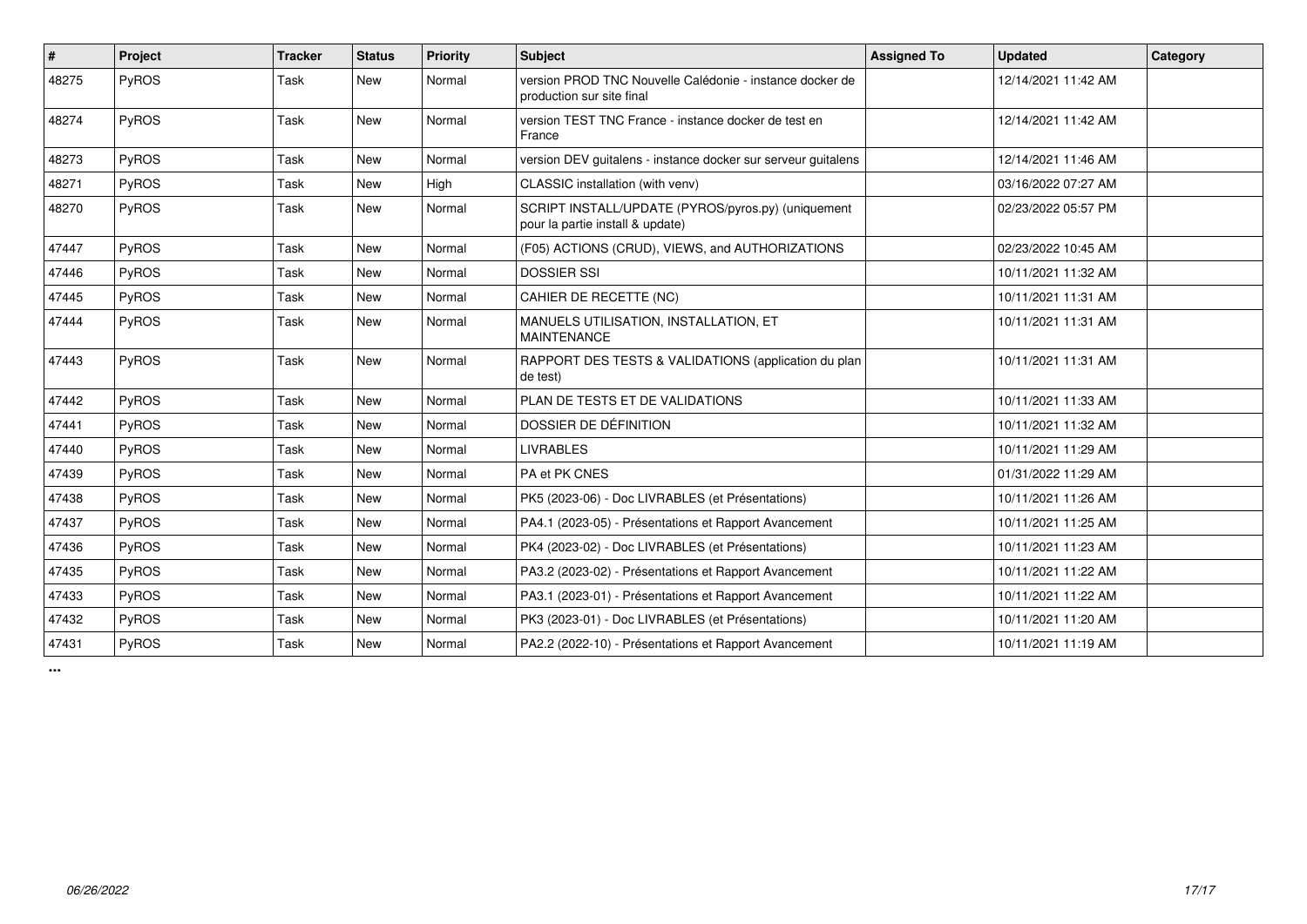| # | Project | Tracker | Status | Priority | Subject | Assigned To | Updated | Category |
|---|---|---|---|---|---|---|---|---|
| 48275 | PyROS | Task | New | Normal | version PROD TNC Nouvelle Calédonie - instance docker de production sur site final | | 12/14/2021 11:42 AM | |
| 48274 | PyROS | Task | New | Normal | version TEST TNC France - instance docker de test en France | | 12/14/2021 11:42 AM | |
| 48273 | PyROS | Task | New | Normal | version DEV guitalens - instance docker sur serveur guitalens | | 12/14/2021 11:46 AM | |
| 48271 | PyROS | Task | New | High | CLASSIC installation (with venv) | | 03/16/2022 07:27 AM | |
| 48270 | PyROS | Task | New | Normal | SCRIPT INSTALL/UPDATE (PYROS/pyros.py) (uniquement pour la partie install & update) | | 02/23/2022 05:57 PM | |
| 47447 | PyROS | Task | New | Normal | (F05) ACTIONS (CRUD), VIEWS, and AUTHORIZATIONS | | 02/23/2022 10:45 AM | |
| 47446 | PyROS | Task | New | Normal | DOSSIER SSI | | 10/11/2021 11:32 AM | |
| 47445 | PyROS | Task | New | Normal | CAHIER DE RECETTE (NC) | | 10/11/2021 11:31 AM | |
| 47444 | PyROS | Task | New | Normal | MANUELS UTILISATION, INSTALLATION, ET MAINTENANCE | | 10/11/2021 11:31 AM | |
| 47443 | PyROS | Task | New | Normal | RAPPORT DES TESTS & VALIDATIONS (application du plan de test) | | 10/11/2021 11:31 AM | |
| 47442 | PyROS | Task | New | Normal | PLAN DE TESTS ET DE VALIDATIONS | | 10/11/2021 11:33 AM | |
| 47441 | PyROS | Task | New | Normal | DOSSIER DE DÉFINITION | | 10/11/2021 11:32 AM | |
| 47440 | PyROS | Task | New | Normal | LIVRABLES | | 10/11/2021 11:29 AM | |
| 47439 | PyROS | Task | New | Normal | PA et PK CNES | | 01/31/2022 11:29 AM | |
| 47438 | PyROS | Task | New | Normal | PK5 (2023-06) - Doc LIVRABLES (et Présentations) | | 10/11/2021 11:26 AM | |
| 47437 | PyROS | Task | New | Normal | PA4.1 (2023-05) - Présentations et Rapport Avancement | | 10/11/2021 11:25 AM | |
| 47436 | PyROS | Task | New | Normal | PK4 (2023-02) - Doc LIVRABLES (et Présentations) | | 10/11/2021 11:23 AM | |
| 47435 | PyROS | Task | New | Normal | PA3.2 (2023-02) - Présentations et Rapport Avancement | | 10/11/2021 11:22 AM | |
| 47433 | PyROS | Task | New | Normal | PA3.1 (2023-01) - Présentations et Rapport Avancement | | 10/11/2021 11:22 AM | |
| 47432 | PyROS | Task | New | Normal | PK3 (2023-01) - Doc LIVRABLES (et Présentations) | | 10/11/2021 11:20 AM | |
| 47431 | PyROS | Task | New | Normal | PA2.2 (2022-10) - Présentations et Rapport Avancement | | 10/11/2021 11:19 AM | |

...